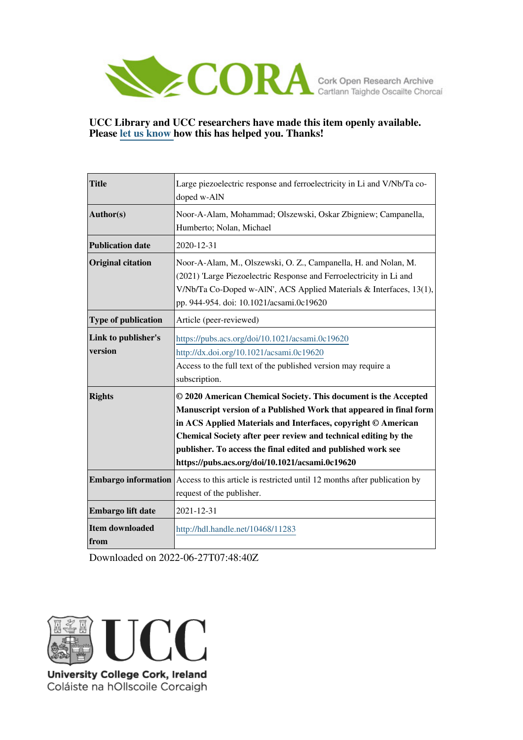CORA — Cork Open Research Archive
Cartlann Taighde Oscailte Chorcaí

**UCC Library and UCC researchers have made this item openly available. Please let us know how this has helped you. Thanks!**

| | |
|---|---|
| **Title** | Large piezoelectric response and ferroelectricity in Li and V/Nb/Ta co-doped w-AlN |
| **Author(s)** | Noor-A-Alam, Mohammad; Olszewski, Oskar Zbigniew; Campanella, Humberto; Nolan, Michael |
| **Publication date** | 2020-12-31 |
| **Original citation** | Noor-A-Alam, M., Olszewski, O. Z., Campanella, H. and Nolan, M. (2021) 'Large Piezoelectric Response and Ferroelectricity in Li and V/Nb/Ta Co-Doped w-AlN', ACS Applied Materials & Interfaces, 13(1), pp. 944-954. doi: 10.1021/acsami.0c19620 |
| **Type of publication** | Article (peer-reviewed) |
| **Link to publisher's version** | https://pubs.acs.org/doi/10.1021/acsami.0c19620 http://dx.doi.org/10.1021/acsami.0c19620 Access to the full text of the published version may require a subscription. |
| **Rights** | **© 2020 American Chemical Society. This document is the Accepted Manuscript version of a Published Work that appeared in final form in ACS Applied Materials and Interfaces, copyright © American Chemical Society after peer review and technical editing by the publisher. To access the final edited and published work see https://pubs.acs.org/doi/10.1021/acsami.0c19620** |
| **Embargo information** | Access to this article is restricted until 12 months after publication by request of the publisher. |
| **Embargo lift date** | 2021-12-31 |
| **Item downloaded from** | http://hdl.handle.net/10468/11283 |

Downloaded on 2022-06-27T07:48:40Z

University College Cork, Ireland
Coláiste na hOllscoile Corcaigh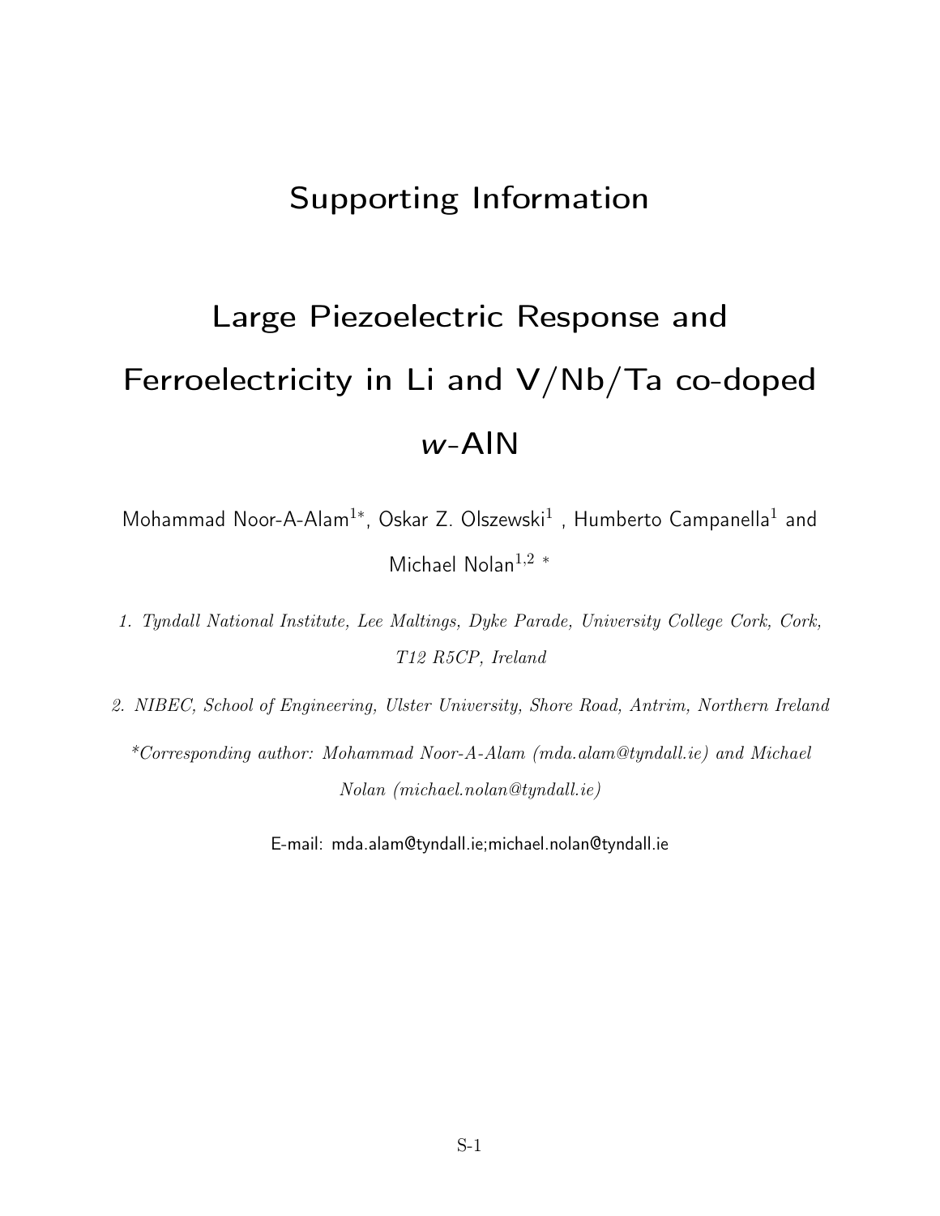# Supporting Information

# Large Piezoelectric Response and Ferroelectricity in Li and V/Nb/Ta co-doped *w*-AlN

Mohammad Noor-A-Alam[1*], Oskar Z. Olszewski[1], Humberto Campanella[1] and Michael Nolan[1,2 *]

*1. Tyndall National Institute, Lee Maltings, Dyke Parade, University College Cork, Cork, T12 R5CP, Ireland*

*2. NIBEC, School of Engineering, Ulster University, Shore Road, Antrim, Northern Ireland*

*\*Corresponding author: Mohammad Noor-A-Alam (mda.alam@tyndall.ie) and Michael Nolan (michael.nolan@tyndall.ie)*

E-mail: mda.alam@tyndall.ie;michael.nolan@tyndall.ie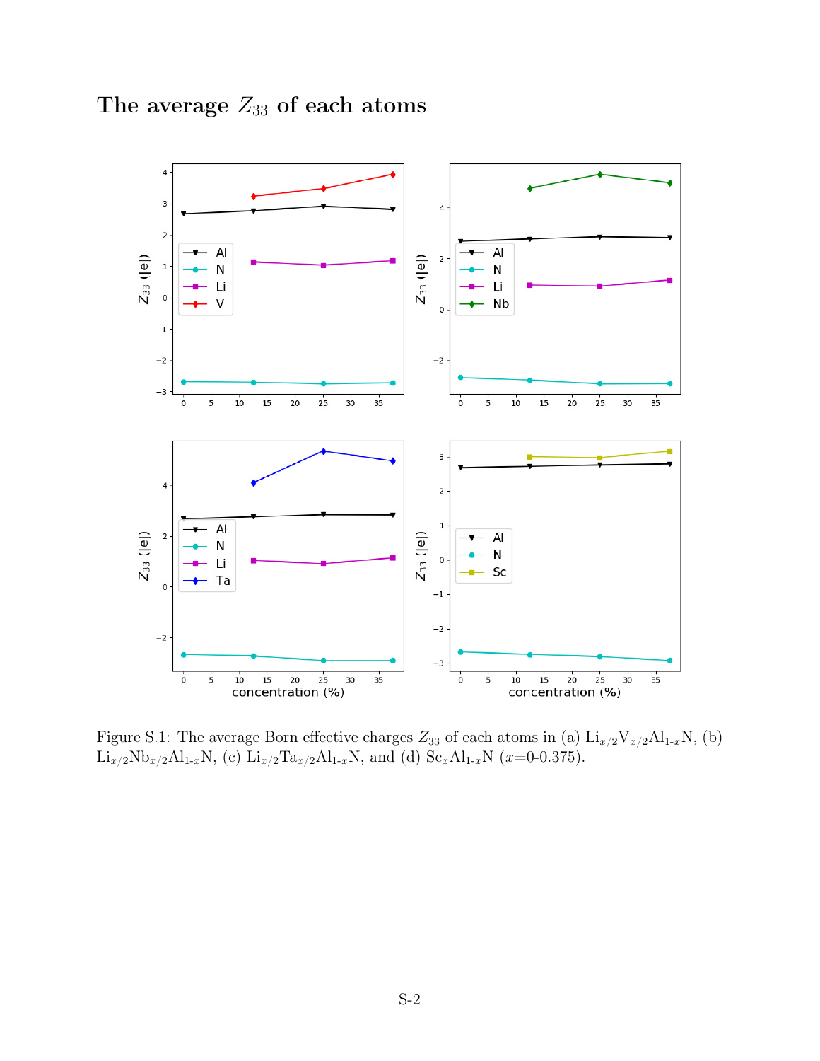## The average $Z_{33}$ of each atoms

Figure S.1: The average Born effective charges $Z_{33}$ of each atoms in (a) $Li_{x/2}V_{x/2}Al_{1\text{-}x}N$, (b) $Li_{x/2}Nb_{x/2}Al_{1\text{-}x}N$, (c) $Li_{x/2}Ta_{x/2}Al_{1\text{-}x}N$, and (d) $Sc_xAl_{1\text{-}x}N$ ($x$=0-0.375).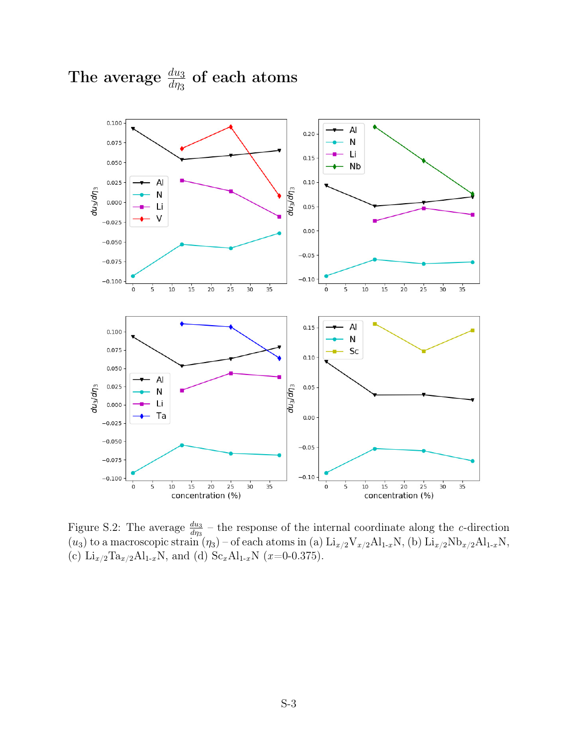# The average $\frac{du_3}{d\eta_3}$ of each atoms

Figure S.2: The average $\frac{du_3}{d\eta_3}$ – the response of the internal coordinate along the $c$-direction ($u_3$) to a macroscopic strain ($\eta_3$) – of each atoms in (a) $Li_{x/2}V_{x/2}Al_{1-x}N$, (b) $Li_{x/2}Nb_{x/2}Al_{1-x}N$, (c) $Li_{x/2}Ta_{x/2}Al_{1-x}N$, and (d) $Sc_xAl_{1-x}N$ ($x$=0-0.375).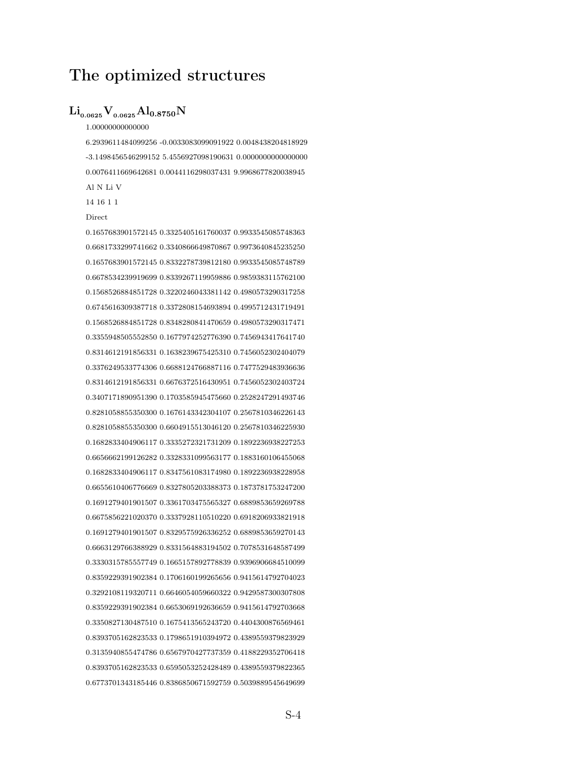# The optimized structures

## $Li_{0.0625}V_{0.0625}Al_{0.8750}N$

```
1.00000000000000
6.2939611484099256 -0.0033083099091922 0.0048438204818929
-3.1498456546299152 5.4556927098190631 0.0000000000000000
0.0076411669642681 0.0044116298037431 9.9968677820038945
Al N Li V
14 16 1 1
Direct
0.1657683901572145 0.3325405161760037 0.9933545085748363
0.6681733299741662 0.3340866649870867 0.9973640845235250
0.1657683901572145 0.8332278739812180 0.9933545085748789
0.6678534239919699 0.8339267119959886 0.9859383115762100
0.1568526884851728 0.3220246043381142 0.4980573290317258
0.6745616309387718 0.3372808154693894 0.4995712431719491
0.1568526884851728 0.8348280841470659 0.4980573290317471
0.3355948505552850 0.1677974252776390 0.7456943417641740
0.8314612191856331 0.1638239675425310 0.7456052302404079
0.3376249533774306 0.6688124766887116 0.7477529483936636
0.8314612191856331 0.6676372516430951 0.7456052302403724
0.3407171890951390 0.1703585945475660 0.2528247291493746
0.8281058855350300 0.1676143342304107 0.2567810346226143
0.8281058855350300 0.6604915513046120 0.2567810346225930
0.1682833404906117 0.3335272321731209 0.1892236938227253
0.6656662199126282 0.3328331099563177 0.1883160106455068
0.1682833404906117 0.8347561083174980 0.1892236938228958
0.6655610406776669 0.8327805203388373 0.1873781753247200
0.1691279401901507 0.3361703475565327 0.6889853659269788
0.6675856221020370 0.3337928110510220 0.6918206933821918
0.1691279401901507 0.8329575926336252 0.6889853659270143
0.6663129766388929 0.8331564883194502 0.7078531648587499
0.3330315785557749 0.1665157892778839 0.9396906684510099
0.8359229391902384 0.1706160199265656 0.9415614792704023
0.3292108119320711 0.6646054059660322 0.9429587300307808
0.8359229391902384 0.6653069192636659 0.9415614792703668
0.3350827130487510 0.1675413565243720 0.4404300876569461
0.8393705162823533 0.1798651910394972 0.4389559379823929
0.3135940855474786 0.6567970427737359 0.4188229352706418
0.8393705162823533 0.6595053252428489 0.4389559379822365
0.6773701343185446 0.8386850671592759 0.5039889545649699
```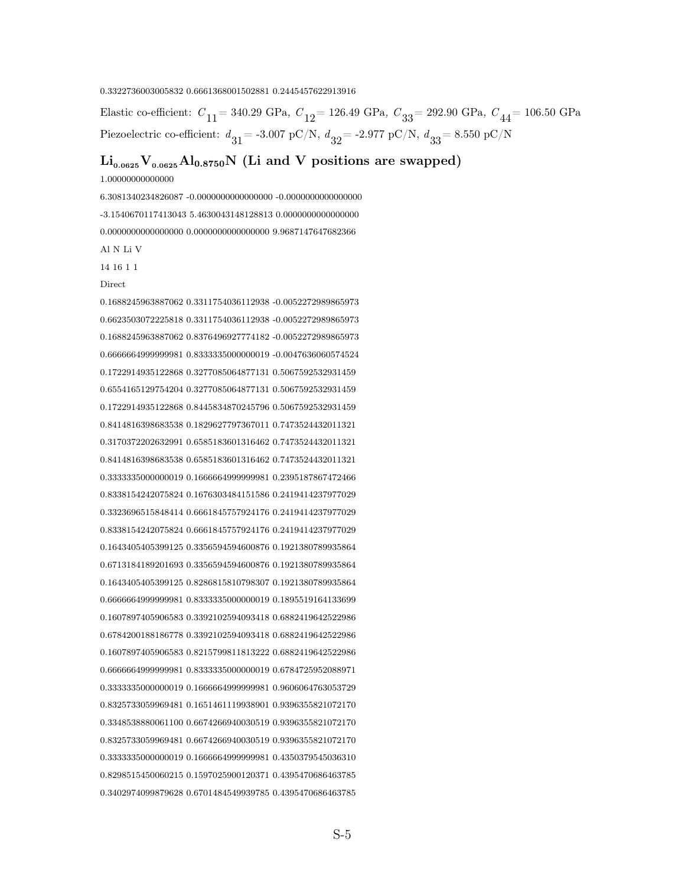0.3322736003005832 0.6661368001502881 0.2445457622913916

Elastic co-efficient: $C_{11}$ = 340.29 GPa, $C_{12}$ = 126.49 GPa, $C_{33}$ = 292.90 GPa, $C_{44}$ = 106.50 GPa

Piezoelectric co-efficient: $d_{31}$ = -3.007 pC/N, $d_{32}$ = -2.977 pC/N, $d_{33}$ = 8.550 pC/N

## $Li_{0.0625}V_{0.0625}Al_{0.8750}N$ (Li and V positions are swapped)

1.00000000000000

6.3081340234826087 -0.0000000000000000 -0.0000000000000000

-3.1540670117413043 5.4630043148128813 0.0000000000000000

0.0000000000000000 0.0000000000000000 9.9687147647682366

Al N Li V

14 16 1 1

Direct

0.1688245963887062 0.3311754036112938 -0.0052272989865973

0.6623503072225818 0.3311754036112938 -0.0052272989865973

0.1688245963887062 0.8376496927774182 -0.0052272989865973

0.6666664999999981 0.8333335000000019 -0.0047636060574524

0.1722914935122868 0.3277085064877131 0.5067592532931459

0.6554165129754204 0.3277085064877131 0.5067592532931459

0.1722914935122868 0.8445834870245796 0.5067592532931459

0.8414816398683538 0.1829627797367011 0.7473524432011321

0.3170372202632991 0.6585183601316462 0.7473524432011321

0.8414816398683538 0.6585183601316462 0.7473524432011321

0.3333335000000019 0.1666664999999981 0.2395187867472466

0.8338154242075824 0.1676303484151586 0.2419414237977029

0.3323696515848414 0.6661845757924176 0.2419414237977029

0.8338154242075824 0.6661845757924176 0.2419414237977029

0.1643405405399125 0.3356594594600876 0.1921380789935864

0.6713184189201693 0.3356594594600876 0.1921380789935864

0.1643405405399125 0.8286815810798307 0.1921380789935864

0.6666664999999981 0.8333335000000019 0.1895519164133699

0.1607897405906583 0.3392102594093418 0.6882419642522986

0.6784200188186778 0.3392102594093418 0.6882419642522986

0.1607897405906583 0.8215799811813222 0.6882419642522986

0.6666664999999981 0.8333335000000019 0.6784725952088971

0.3333335000000019 0.1666664999999981 0.9606064763053729

0.8325733059969481 0.1651461119938901 0.9396355821072170

0.3348538880061100 0.6674266940030519 0.9396355821072170

0.8325733059969481 0.6674266940030519 0.9396355821072170

0.3333335000000019 0.1666664999999981 0.4350379545036310

0.8298515450060215 0.1597025900120371 0.4395470686463785

0.3402974099879628 0.6701484549939785 0.4395470686463785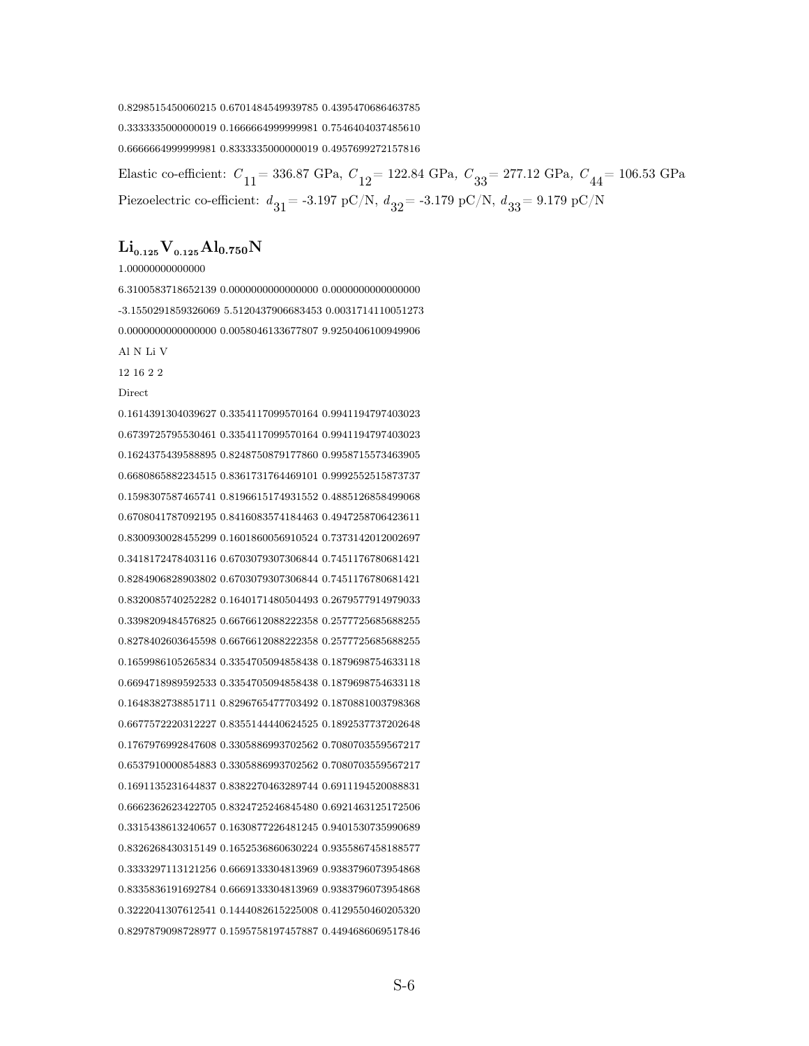0.8298515450060215 0.6701484549939785 0.4395470686463785

0.3333335000000019 0.1666664999999981 0.7546404037485610

0.6666664999999981 0.8333335000000019 0.4957699272157816

Elastic co-efficient: $C_{11}$ = 336.87 GPa, $C_{12}$ = 122.84 GPa, $C_{33}$ = 277.12 GPa, $C_{44}$ = 106.53 GPa

Piezoelectric co-efficient: $d_{31}$ = -3.197 pC/N, $d_{32}$ = -3.179 pC/N, $d_{33}$ = 9.179 pC/N

## $\mathbf{Li_{0.125}V_{0.125}Al_{0.750}N}$

```
1.00000000000000
6.3100583718652139 0.0000000000000000 0.0000000000000000
-3.1550291859326069 5.5120437906683453 0.0031714110051273
0.0000000000000000 0.0058046133677807 9.9250406100949906
Al N Li V
12 16 2 2
Direct
0.1614391304039627 0.3354117099570164 0.9941194797403023
0.6739725795530461 0.3354117099570164 0.9941194797403023
0.1624375439588895 0.8248750879177860 0.9958715573463905
0.6680865882234515 0.8361731764469101 0.9992552515873737
0.1598307587465741 0.8196615174931552 0.4885126858499068
0.6708041787092195 0.8416083574184463 0.4947258706423611
0.8300930028455299 0.1601860056910524 0.7373142012002697
0.3418172478403116 0.6703079307306844 0.7451176780681421
0.8284906828903802 0.6703079307306844 0.7451176780681421
0.8320085740252282 0.1640171480504493 0.2679577914979033
0.3398209484576825 0.6676612088222358 0.2577725685688255
0.8278402603645598 0.6676612088222358 0.2577725685688255
0.1659986105265834 0.3354705094858438 0.1879698754633118
0.6694718989592533 0.3354705094858438 0.1879698754633118
0.1648382738851711 0.8296765477703492 0.1870881003798368
0.6677572220312227 0.8355144440624525 0.1892537737202648
0.1767976992847608 0.3305886993702562 0.7080703559567217
0.6537910000854883 0.3305886993702562 0.7080703559567217
0.1691135231644837 0.8382270463289744 0.6911194520088831
0.6662362623422705 0.8324725246845480 0.6921463125172506
0.3315438613240657 0.1630877226481245 0.9401530735990689
0.8326268430315149 0.1652536860630224 0.9355867458188577
0.3333297113121256 0.6669133304813969 0.9383796073954868
0.8335836191692784 0.6669133304813969 0.9383796073954868
0.3222041307612541 0.1444082615225008 0.4129550460205320
0.8297879098728977 0.1595758197457887 0.4494686069517846
```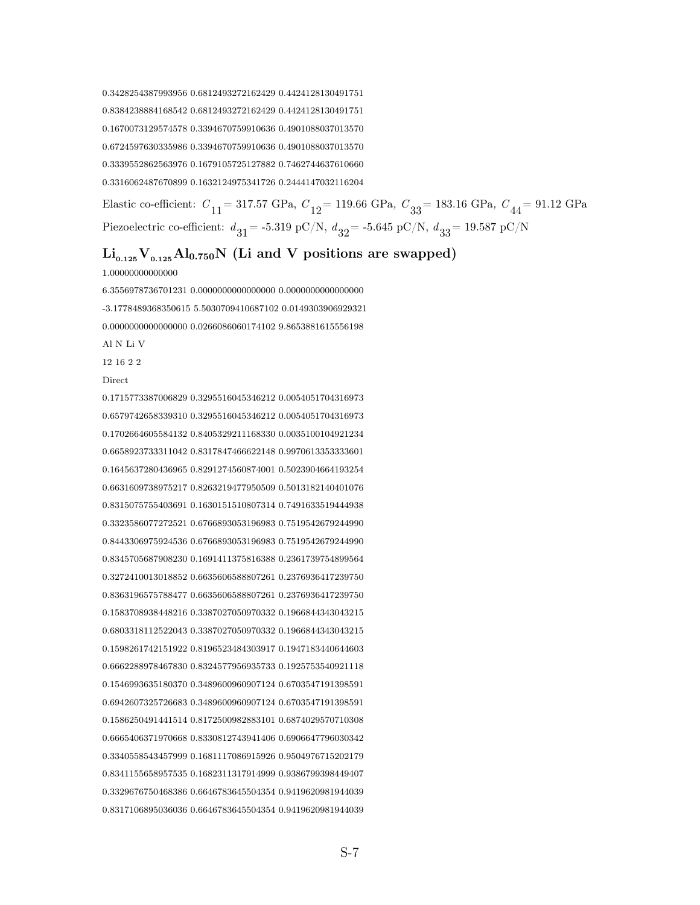0.3428254387993956 0.6812493272162429 0.4424128130491751

0.8384238884168542 0.6812493272162429 0.4424128130491751

0.1670073129574578 0.3394670759910636 0.4901088037013570

0.6724597630335986 0.3394670759910636 0.4901088037013570

0.3339552862563976 0.1679105725127882 0.7462744637610660

0.3316062487670899 0.1632124975341726 0.2444147032116204

Elastic co-efficient: $C_{11}$ = 317.57 GPa, $C_{12}$ = 119.66 GPa, $C_{33}$ = 183.16 GPa, $C_{44}$ = 91.12 GPa

Piezoelectric co-efficient: $d_{31}$ = -5.319 pC/N, $d_{32}$ = -5.645 pC/N, $d_{33}$ = 19.587 pC/N

## $Li_{0.125}V_{0.125}Al_{0.750}N$ (Li and V positions are swapped)

1.00000000000000

6.3556978736701231 0.0000000000000000 0.0000000000000000

-3.1778489368350615 5.5030709410687102 0.0149303906929321

0.0000000000000000 0.0266086060174102 9.8653881615556198

Al N Li V

12 16 2 2

Direct

0.1715773387006829 0.3295516045346212 0.0054051704316973

0.6579742658339310 0.3295516045346212 0.0054051704316973

0.1702664605584132 0.8405329211168330 0.0035100104921234

0.6658923733311042 0.8317847466622148 0.9970613353333601

0.1645637280436965 0.8291274560874001 0.5023904664193254

0.6631609738975217 0.8263219477950509 0.5013182140401076

0.8315075755403691 0.1630151510807314 0.7491633519444938

0.3323586077272521 0.6766893053196983 0.7519542679244990

0.8443306975924536 0.6766893053196983 0.7519542679244990

0.8345705687908230 0.1691411375816388 0.2361739754899564

0.3272410013018852 0.6635606588807261 0.2376936417239750

0.8363196575788477 0.6635606588807261 0.2376936417239750

0.1583708938448216 0.3387027050970332 0.1966844343043215

0.6803318112522043 0.3387027050970332 0.1966844343043215

0.1598261742151922 0.8196523484303917 0.1947183440644603

0.6662288978467830 0.8324577956935733 0.1925753540921118

0.1546993635180370 0.3489600960907124 0.6703547191398591

0.6942607325726683 0.3489600960907124 0.6703547191398591

0.1586250491441514 0.8172500982883101 0.6874029570710308

0.6665406371970668 0.8330812743941406 0.6906647796030342

0.3340558543457999 0.1681117086915926 0.9504976715202179

0.8341155658957535 0.1682311317914999 0.9386799398449407

0.3329676750468386 0.6646783645504354 0.9419620981944039

0.8317106895036036 0.6646783645504354 0.9419620981944039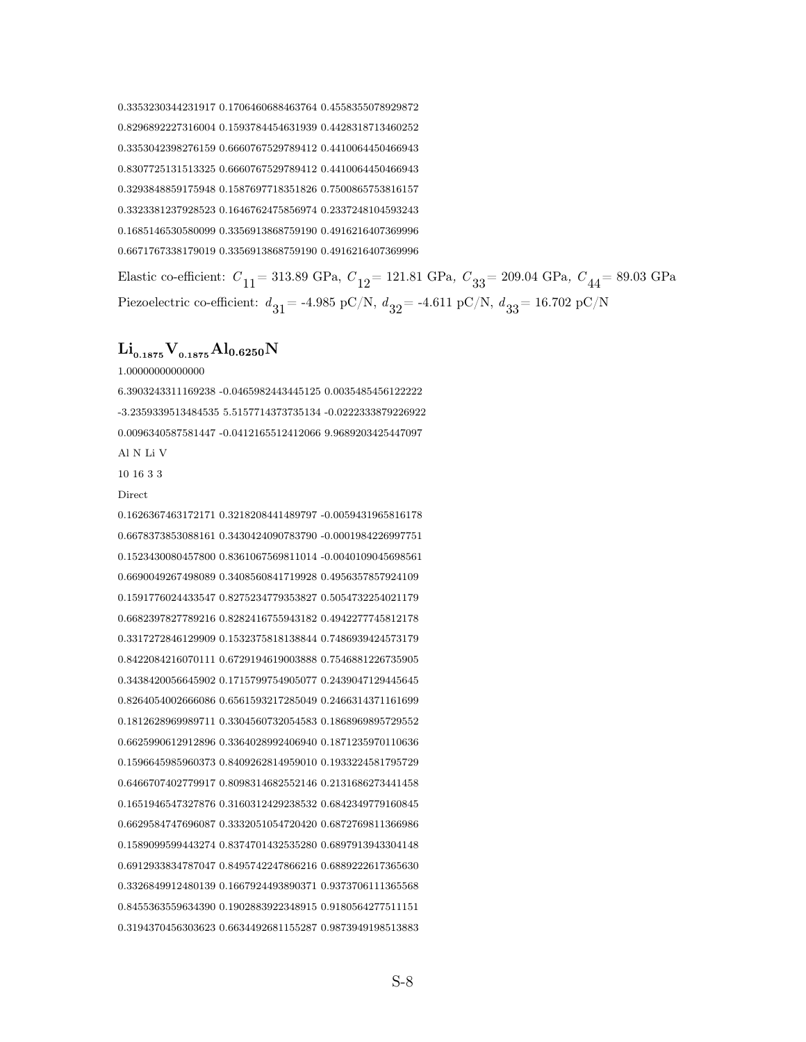0.3353230344231917 0.1706460688463764 0.4558355078929872

0.8296892227316004 0.1593784454631939 0.4428318713460252

0.3353042398276159 0.6660767529789412 0.4410064450466943

0.8307725131513325 0.6660767529789412 0.4410064450466943

0.3293848859175948 0.1587697718351826 0.7500865753816157

0.3323381237928523 0.1646762475856974 0.2337248104593243

0.1685146530580099 0.3356913868759190 0.4916216407369996

0.6671767338179019 0.3356913868759190 0.4916216407369996

Elastic co-efficient: $C_{11}$ = 313.89 GPa, $C_{12}$ = 121.81 GPa, $C_{33}$ = 209.04 GPa, $C_{44}$ = 89.03 GPa

Piezoelectric co-efficient: $d_{31}$ = -4.985 pC/N, $d_{32}$ = -4.611 pC/N, $d_{33}$ = 16.702 pC/N

## $Li_{0.1875}V_{0.1875}Al_{0.6250}N$

1.00000000000000

6.3903243311169238 -0.0465982443445125 0.0035485456122222

-3.2359339513484535 5.5157714373735134 -0.0222333879226922

0.0096340587581447 -0.0412165512412066 9.9689203425447097

Al N Li V

10 16 3 3

Direct

0.1626367463172171 0.3218208441489797 -0.0059431965816178

0.6678373853088161 0.3430424090783790 -0.0001984226997751

0.1523430080457800 0.8361067569811014 -0.0040109045698561

0.6690049267498089 0.3408560841719928 0.4956357857924109

0.1591776024433547 0.8275234779353827 0.5054732254021179

0.6682397827789216 0.8282416755943182 0.4942277745812178

0.3317272846129909 0.1532375818138844 0.7486939424573179

0.8422084216070111 0.6729194619003888 0.7546881226735905

0.3438420056645902 0.1715799754905077 0.2439047129445645

0.8264054002666086 0.6561593217285049 0.2466314371161699

0.1812628969989711 0.3304560732054583 0.1868969895729552

0.6625990612912896 0.3364028992406940 0.1871235970110636

0.1596645985960373 0.8409262814959010 0.1933224581795729

0.6466707402779917 0.8098314682552146 0.2131686273441458

0.1651946547327876 0.3160312429238532 0.6842349779160845

0.6629584747696087 0.3332051054720420 0.6872769811366986

0.1589099599443274 0.8374701432535280 0.6897913943304148

0.6912933834787047 0.8495742247866216 0.6889222617365630

0.3326849912480139 0.1667924493890371 0.9373706111365568

0.8455363559634390 0.1902883922348915 0.9180564277511151

0.3194370456303623 0.6634492681155287 0.9873949198513883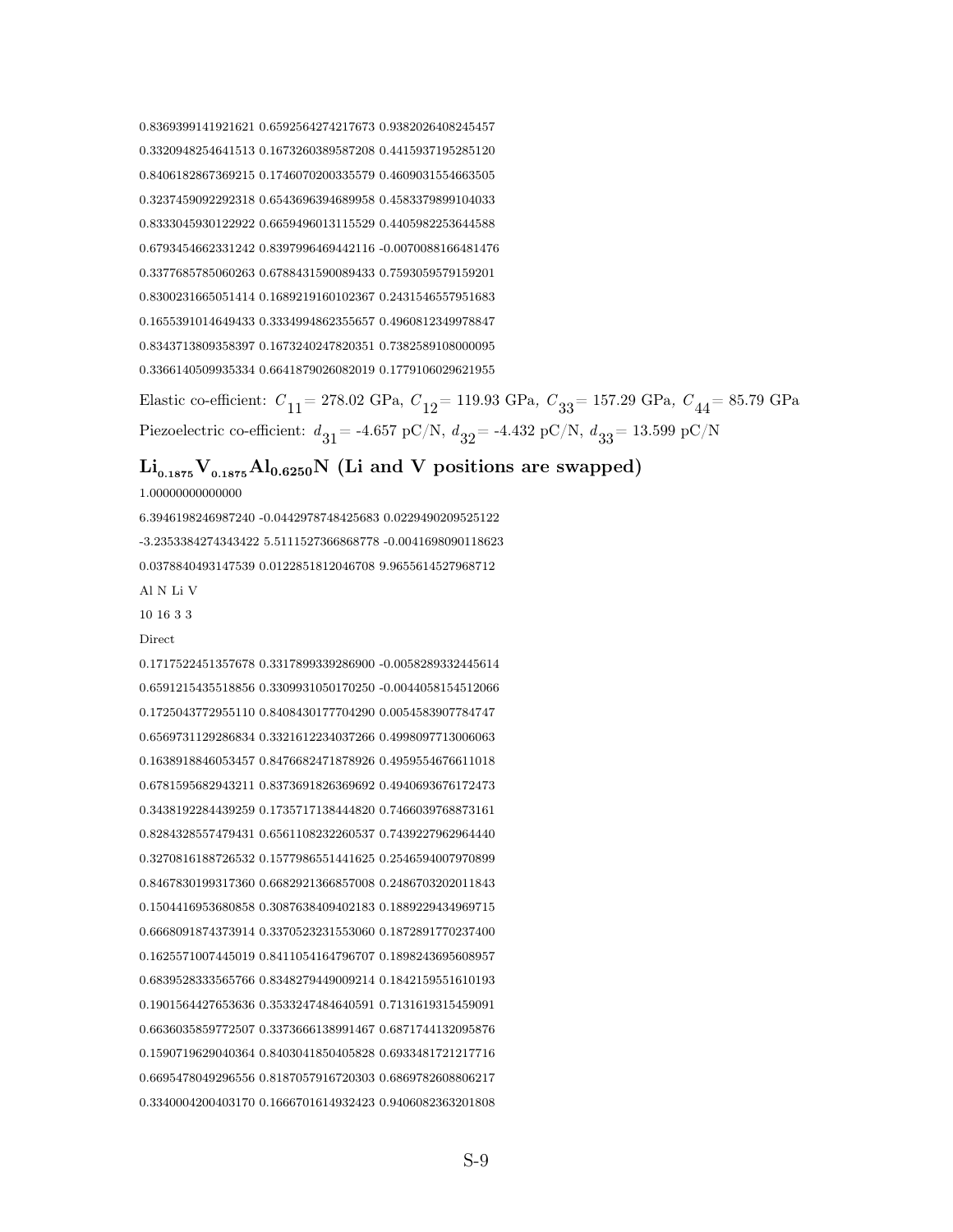0.8369399141921621 0.6592564274217673 0.9382026408245457

0.3320948254641513 0.1673260389587208 0.4415937195285120

0.8406182867369215 0.1746070200335579 0.4609031554663505

0.3237459092292318 0.6543696394689958 0.4583379899104033

0.8333045930122922 0.6659496013115529 0.4405982253644588

0.6793454662331242 0.8397996469442116 -0.0070088166481476

0.3377685785060263 0.6788431590089433 0.7593059579159201

0.8300231665051414 0.1689219160102367 0.2431546557951683

0.1655391014649433 0.3334994862355657 0.4960812349978847

0.8343713809358397 0.1673240247820351 0.7382589108000095

0.3366140509935334 0.6641879026082019 0.1779106029621955

Elastic co-efficient: $C_{11}$ = 278.02 GPa, $C_{12}$ = 119.93 GPa, $C_{33}$ = 157.29 GPa, $C_{44}$ = 85.79 GPa

Piezoelectric co-efficient: $d_{31}$ = -4.657 pC/N, $d_{32}$ = -4.432 pC/N, $d_{33}$ = 13.599 pC/N

## $Li_{0.1875}V_{0.1875}Al_{0.6250}N$ (Li and V positions are swapped)

1.00000000000000

6.3946198246987240 -0.0442978748425683 0.0229490209525122

-3.2353384274343422 5.5111527366868778 -0.0041698090118623

0.0378840493147539 0.0122851812046708 9.9655614527968712

Al N Li V

10 16 3 3

Direct

0.1717522451357678 0.3317899339286900 -0.0058289332445614

0.6591215435518856 0.3309931050170250 -0.0044058154512066

0.1725043772955110 0.8408430177704290 0.0054583907784747

0.6569731129286834 0.3321612234037266 0.4998097713006063

0.1638918846053457 0.8476682471878926 0.4959554676611018

0.6781595682943211 0.8373691826369692 0.4940693676172473

0.3438192284439259 0.1735717138444820 0.7466039768873161

0.8284328557479431 0.6561108232260537 0.7439227962964440

0.3270816188726532 0.1577986551441625 0.2546594007970899

0.8467830199317360 0.6682921366857008 0.2486703202011843

0.1504416953680858 0.3087638409402183 0.1889229434969715

0.6668091874373914 0.3370523231553060 0.1872891770237400

0.1625571007445019 0.8411054164796707 0.1898243695608957

0.6839528333565766 0.8348279449009214 0.1842159551610193

0.1901564427653636 0.3533247484640591 0.7131619315459091

0.6636035859772507 0.3373666138991467 0.6871744132095876

0.1590719629040364 0.8403041850405828 0.6933481721217716

0.6695478049296556 0.8187057916720303 0.6869782608806217

0.3340004200403170 0.1666701614932423 0.9406082363201808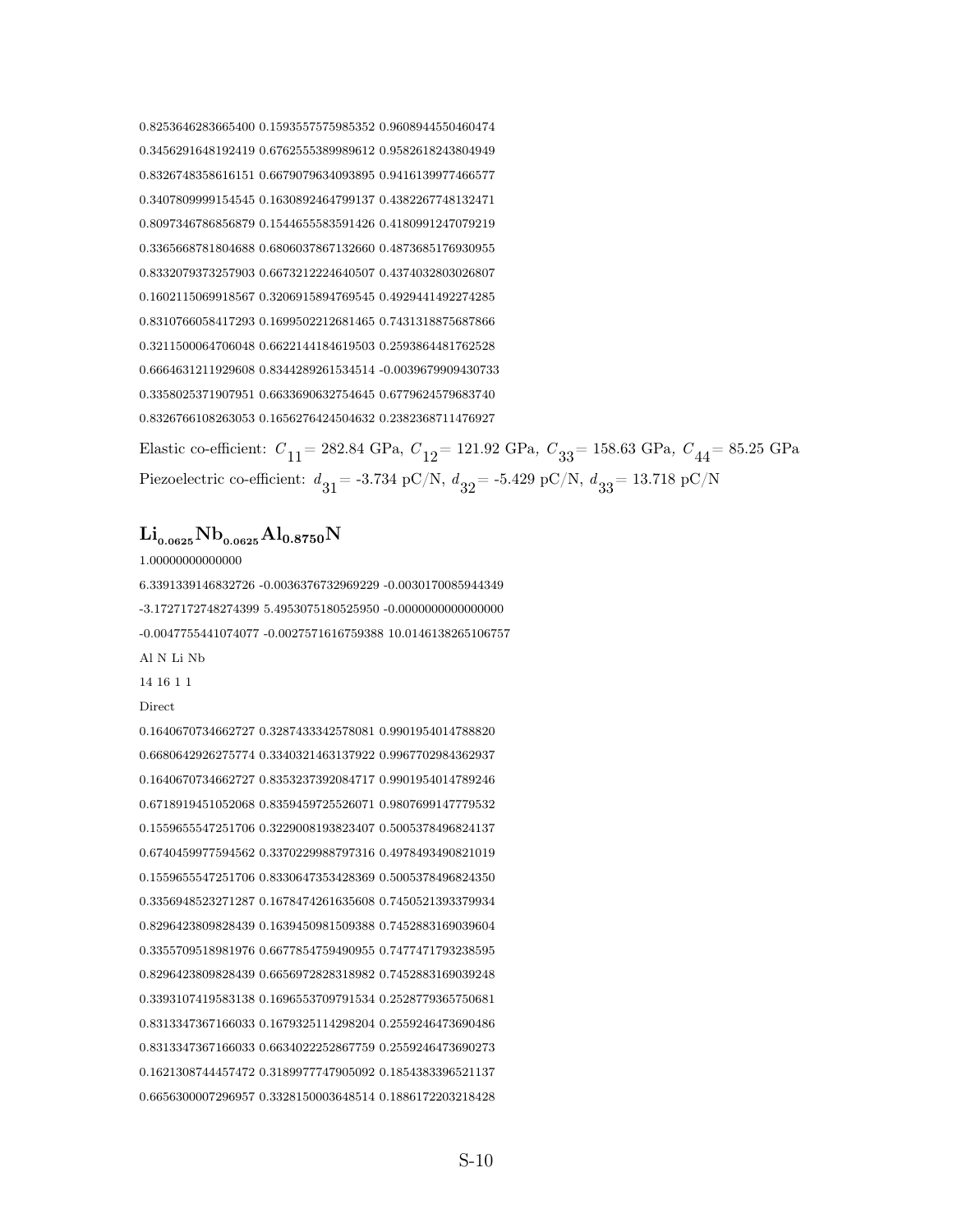0.8253646283665400 0.1593557575985352 0.9608944550460474

0.3456291648192419 0.6762555389989612 0.9582618243804949

0.8326748358616151 0.6679079634093895 0.9416139977466577

0.3407809999154545 0.1630892464799137 0.4382267748132471

0.8097346786856879 0.1544655583591426 0.4180991247079219

0.3365668781804688 0.6806037867132660 0.4873685176930955

0.8332079373257903 0.6673212224640507 0.4374032803026807

0.1602115069918567 0.3206915894769545 0.4929441492274285

0.8310766058417293 0.1699502212681465 0.7431318875687866

0.3211500064706048 0.6622144184619503 0.2593864481762528

0.6664631211929608 0.8344289261534514 -0.0039679909430733

0.3358025371907951 0.6633690632754645 0.6779624579683740

0.8326766108263053 0.1656276424504632 0.2382368711476927

Elastic co-efficient: $C_{11}$= 282.84 GPa, $C_{12}$= 121.92 GPa, $C_{33}$= 158.63 GPa, $C_{44}$= 85.25 GPa

Piezoelectric co-efficient: $d_{31}$= -3.734 pC/N, $d_{32}$= -5.429 pC/N, $d_{33}$= 13.718 pC/N

## $Li_{0.0625}Nb_{0.0625}Al_{0.8750}N$

1.00000000000000

6.3391339146832726 -0.0036376732969229 -0.0030170085944349

-3.1727172748274399 5.4953075180525950 -0.0000000000000000

-0.0047755441074077 -0.0027571616759388 10.0146138265106757

Al N Li Nb

14 16 1 1

Direct

0.1640670734662727 0.3287433342578081 0.9901954014788820

0.6680642926275774 0.3340321463137922 0.9967702984362937

0.1640670734662727 0.8353237392084717 0.9901954014789246

0.6718919451052068 0.8359459725526071 0.9807699147779532

0.1559655547251706 0.3229008193823407 0.5005378496824137

0.6740459977594562 0.3370229988797316 0.4978493490821019

0.1559655547251706 0.8330647353428369 0.5005378496824350

0.3356948523271287 0.1678474261635608 0.7450521393379934

0.8296423809828439 0.1639450981509388 0.7452883169039604

0.3355709518981976 0.6677854759490955 0.7477471793238595

0.8296423809828439 0.6656972828318982 0.7452883169039248

0.3393107419583138 0.1696553709791534 0.2528779365750681

0.8313347367166033 0.1679325114298204 0.2559246473690486

0.8313347367166033 0.6634022252867759 0.2559246473690273

0.1621308744457472 0.3189977747905092 0.1854383396521137

0.6656300007296957 0.3328150003648514 0.1886172203218428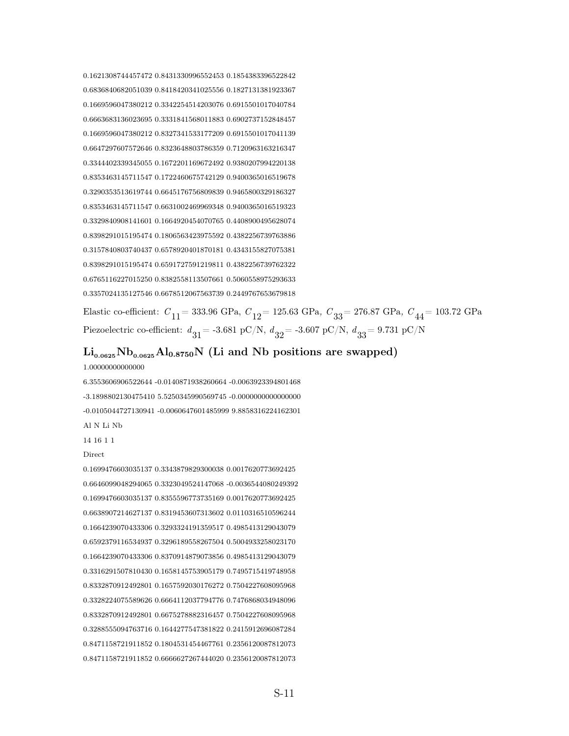0.1621308744457472 0.8431330996552453 0.1854383396522842

0.6836840682051039 0.8418420341025556 0.1827131381923367

0.1669596047380212 0.3342254514203076 0.6915501017040784

0.6663683136023695 0.3331841568011883 0.6902737152848457

0.1669596047380212 0.8327341533177209 0.6915501017041139

0.6647297607572646 0.8323648803786359 0.7120963163216347

0.3344402339345055 0.1672201169672492 0.9380207994220138

0.8353463145711547 0.1722460675742129 0.9400365016519678

0.3290353513619744 0.6645176756809839 0.9465800329186327

0.8353463145711547 0.6631002469969348 0.9400365016519323

0.3329840908141601 0.1664920454070765 0.4408900495628074

0.8398291015195474 0.1806563423975592 0.4382256739763886

0.3157840803740437 0.6578920401870181 0.4343155827075381

0.8398291015195474 0.6591727591219811 0.4382256739762322

0.6765116227015250 0.8382558113507661 0.5060558975293633

0.3357024135127546 0.6678512067563739 0.2449767653679818

Elastic co-efficient: $C_{11}$ = 333.96 GPa, $C_{12}$ = 125.63 GPa, $C_{33}$ = 276.87 GPa, $C_{44}$ = 103.72 GPa

Piezoelectric co-efficient: $d_{31}$ = -3.681 pC/N, $d_{32}$ = -3.607 pC/N, $d_{33}$ = 9.731 pC/N

## $Li_{0.0625}Nb_{0.0625}Al_{0.8750}N$ (Li and Nb positions are swapped)

1.00000000000000

6.3553606906522644 -0.0140871938260664 -0.0063923394801468

-3.1898802130475410 5.5250345990569745 -0.0000000000000000

-0.0105044727130941 -0.0060647601485999 9.8858316224162301

Al N Li Nb

14 16 1 1

Direct

0.1699476603035137 0.3343879829300038 0.0017620773692425

0.6646099048294065 0.3323049524147068 -0.0036544080249392

0.1699476603035137 0.8355596773735169 0.0017620773692425

0.6638907214627137 0.8319453607313602 0.0110316510596244

0.1664239070433306 0.3293324191359517 0.4985413129043079

0.6592379116534937 0.3296189558267504 0.5004933258023170

0.1664239070433306 0.8370914879073856 0.4985413129043079

0.3316291507810430 0.1658145753905179 0.7495715419748958

0.8332870912492801 0.1657592030176272 0.7504227608095968

0.3328224075589626 0.6664112037794776 0.7476868034948096

0.8332870912492801 0.6675278882316457 0.7504227608095968

0.3288555094763716 0.1644277547381822 0.2415912696087284

0.8471158721911852 0.1804531454467761 0.2356120087812073

0.8471158721911852 0.6666627267444020 0.2356120087812073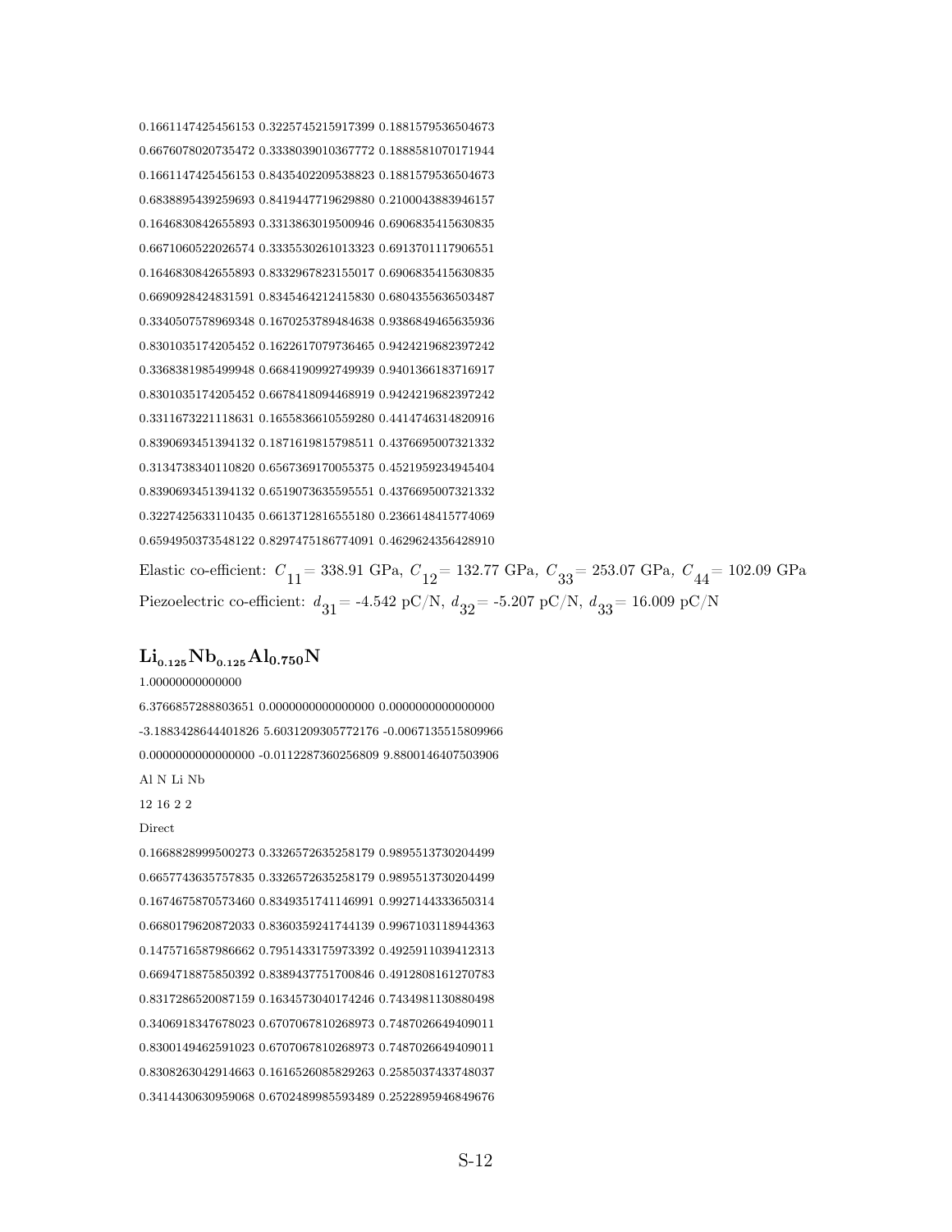0.1661147425456153 0.3225745215917399 0.1881579536504673

0.6676078020735472 0.3338039010367772 0.1888581070171944

0.1661147425456153 0.8435402209538823 0.1881579536504673

0.6838895439259693 0.8419447719629880 0.2100043883946157

0.1646830842655893 0.3313863019500946 0.6906835415630835

0.6671060522026574 0.3335530261013323 0.6913701117906551

0.1646830842655893 0.8332967823155017 0.6906835415630835

0.6690928424831591 0.8345464212415830 0.6804355636503487

0.3340507578969348 0.1670253789484638 0.9386849465635936

0.8301035174205452 0.1622617079736465 0.9424219682397242

0.3368381985499948 0.6684190992749939 0.9401366183716917

0.8301035174205452 0.6678418094468919 0.9424219682397242

0.3311673221118631 0.1655836610559280 0.4414746314820916

0.8390693451394132 0.1871619815798511 0.4376695007321332

0.3134738340110820 0.6567369170055375 0.4521959234945404

0.8390693451394132 0.6519073635595551 0.4376695007321332

0.3227425633110435 0.6613712816555180 0.2366148415774069

0.6594950373548122 0.8297475186774091 0.4629624356428910

Elastic co-efficient: $C_{11}$ = 338.91 GPa, $C_{12}$ = 132.77 GPa, $C_{33}$ = 253.07 GPa, $C_{44}$ = 102.09 GPa

Piezoelectric co-efficient: $d_{31}$ = -4.542 pC/N, $d_{32}$ = -5.207 pC/N, $d_{33}$ = 16.009 pC/N

## $Li_{0.125}Nb_{0.125}Al_{0.750}N$

1.00000000000000

6.3766857288803651 0.0000000000000000 0.0000000000000000

-3.1883428644401826 5.6031209305772176 -0.0067135515809966

0.0000000000000000 -0.0112287360256809 9.8800146407503906

Al N Li Nb

12 16 2 2

Direct

0.1668828999500273 0.3326572635258179 0.9895513730204499

0.6657743635757835 0.3326572635258179 0.9895513730204499

0.1674675870573460 0.8349351741146991 0.9927144333650314

0.6680179620872033 0.8360359241744139 0.9967103118944363

0.1475716587986662 0.7951433175973392 0.4925911039412313

0.6694718875850392 0.8389437751700846 0.4912808161270783

0.8317286520087159 0.1634573040174246 0.7434981130880498

0.3406918347678023 0.6707067810268973 0.7487026649409011

0.8300149462591023 0.6707067810268973 0.7487026649409011

0.8308263042914663 0.1616526085829263 0.2585037433748037

0.3414430630959068 0.6702489985593489 0.2522895946849676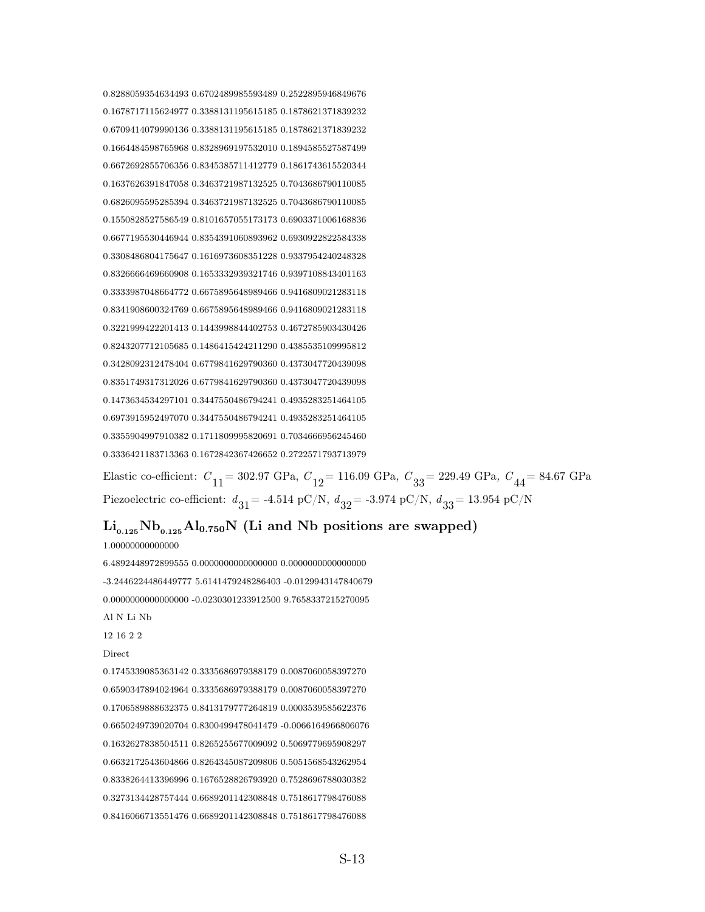0.8288059354634493 0.6702489985593489 0.2522895946849676

0.1678717115624977 0.3388131195615185 0.1878621371839232

0.6709414079990136 0.3388131195615185 0.1878621371839232

0.1664484598765968 0.8328969197532010 0.1894585527587499

0.6672692855706356 0.8345385711412779 0.1861743615520344

0.1637626391847058 0.3463721987132525 0.7043686790110085

0.6826095595285394 0.3463721987132525 0.7043686790110085

0.1550828527586549 0.8101657055173173 0.6903371006168836

0.6677195530446944 0.8354391060893962 0.6930922822584338

0.3308486804175647 0.1616973608351228 0.9337954240248328

0.8326666469660908 0.1653332939321746 0.9397108843401163

0.3333987048664772 0.6675895648989466 0.9416809021283118

0.8341908600324769 0.6675895648989466 0.9416809021283118

0.3221999422201413 0.1443998844402753 0.4672785903430426

0.8243207712105685 0.1486415424211290 0.4385535109995812

0.3428092312478404 0.6779841629790360 0.4373047720439098

0.8351749317312026 0.6779841629790360 0.4373047720439098

0.1473634534297101 0.3447550486794241 0.4935283251464105

0.6973915952497070 0.3447550486794241 0.4935283251464105

0.3355904997910382 0.1711809995820691 0.7034666956245460

0.3336421183713363 0.1672842367426652 0.2722571793713979

Elastic co-efficient: $C_{11}$ = 302.97 GPa, $C_{12}$ = 116.09 GPa, $C_{33}$ = 229.49 GPa, $C_{44}$ = 84.67 GPa

Piezoelectric co-efficient: $d_{31}$ = -4.514 pC/N, $d_{32}$ = -3.974 pC/N, $d_{33}$ = 13.954 pC/N

## $Li_{0.125}Nb_{0.125}Al_{0.750}N$ (Li and Nb positions are swapped)

1.00000000000000

6.4892448972899555 0.0000000000000000 0.0000000000000000

-3.2446224486449777 5.6141479248286403 -0.0129943147840679

0.0000000000000000 -0.0230301233912500 9.7658337215270095

Al N Li Nb

12 16 2 2

Direct

0.1745339085363142 0.3335686979388179 0.0087060058397270

0.6590347894024964 0.3335686979388179 0.0087060058397270

0.1706589888632375 0.8413179777264819 0.0003539585622376

0.6650249739020704 0.8300499478041479 -0.0066164966806076

0.1632627838504511 0.8265255677009092 0.5069779695908297

0.6632172543604866 0.8264345087209806 0.5051568543262954

0.8338264413396996 0.1676528826793920 0.7528696788030382

0.3273134428757444 0.6689201142308848 0.7518617798476088

0.8416066713551476 0.6689201142308848 0.7518617798476088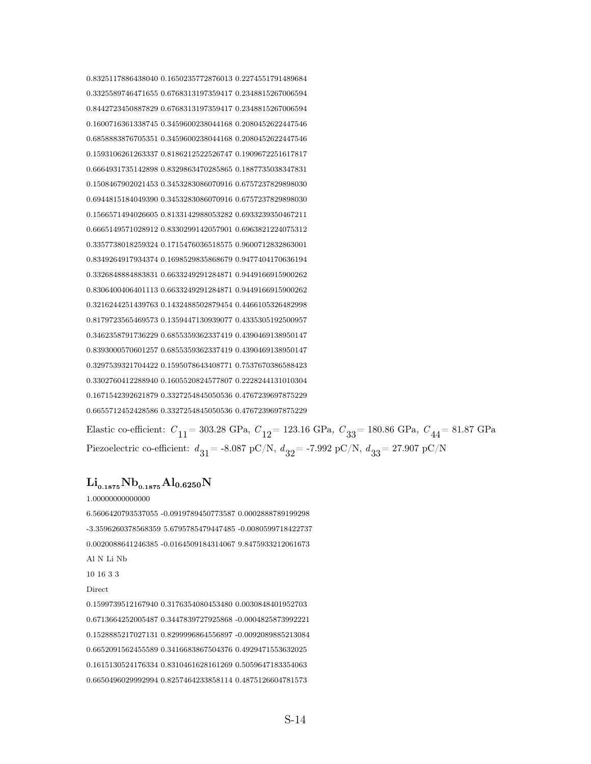0.8325117886438040 0.1650235772876013 0.2274551791489684

0.3325589746471655 0.6768313197359417 0.2348815267006594

0.8442723450887829 0.6768313197359417 0.2348815267006594

0.1600716361338745 0.3459600238044168 0.2080452622447546

0.6858883876705351 0.3459600238044168 0.2080452622447546

0.1593106261263337 0.8186212522526747 0.1909672251617817

0.6664931735142898 0.8329863470285865 0.1887735038347831

0.1508467902021453 0.3453283086070916 0.6757237829898030

0.6944815184049390 0.3453283086070916 0.6757237829898030

0.1566571494026605 0.8133142988053282 0.6933239350467211

0.6665149571028912 0.8330299142057901 0.6963821224075312

0.3357738018259324 0.1715476036518575 0.9600712832863001

0.8349264917934374 0.1698529835868679 0.9477404170636194

0.3326848884883831 0.6633249291284871 0.9449166915900262

0.8306400406401113 0.6633249291284871 0.9449166915900262

0.3216244251439763 0.1432488502879454 0.4466105326482998

0.8179723565469573 0.1359447130939077 0.4335305192500957

0.3462358791736229 0.6855359362337419 0.4390469138950147

0.8393000570601257 0.6855359362337419 0.4390469138950147

0.3297539321704422 0.1595078643408771 0.7537670386588423

0.3302760412288940 0.1605520824577807 0.2228244131010304

0.1671542392621879 0.3327254845050536 0.4767239697875229

0.6655712452428586 0.3327254845050536 0.4767239697875229

Elastic co-efficient: $C_{11}$ = 303.28 GPa, $C_{12}$ = 123.16 GPa, $C_{33}$ = 180.86 GPa, $C_{44}$ = 81.87 GPa

Piezoelectric co-efficient: $d_{31}$ = -8.087 pC/N, $d_{32}$ = -7.992 pC/N, $d_{33}$ = 27.907 pC/N

## $Li_{0.1875}Nb_{0.1875}Al_{0.6250}N$

1.00000000000000

6.5606420793537055 -0.0919789450773587 0.0002888789199298

-3.3596260378568359 5.6795785479447485 -0.0080599718422737

0.0020088641246385 -0.0164509184314067 9.8475933212061673

Al N Li Nb

10 16 3 3

Direct

0.1599739512167940 0.3176354080453480 0.0030848401952703

0.6713664252005487 0.3447839727925868 -0.0004825873992221

0.1528885217027131 0.8299996864556897 -0.0092089885213084

0.6652091562455589 0.3416683867504376 0.4929471553632025

0.1615130524176334 0.8310461628161269 0.5059647183354063

0.6650496029992994 0.8257464233858114 0.4875126604781573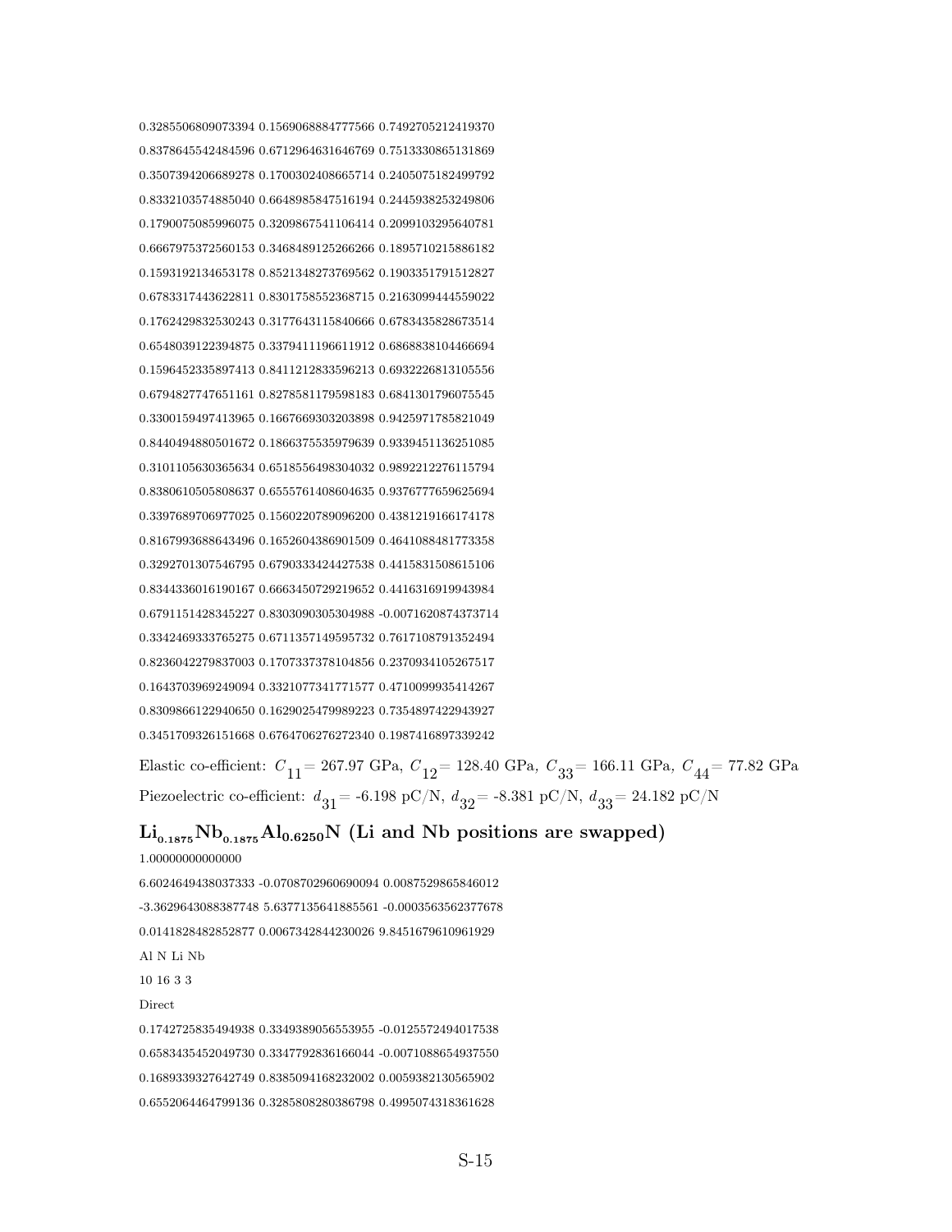0.3285506809073394 0.1569068884777566 0.7492705212419370

0.8378645542484596 0.6712964631646769 0.7513330865131869

0.3507394206689278 0.1700302408665714 0.2405075182499792

0.8332103574885040 0.6648985847516194 0.2445938253249806

0.1790075085996075 0.3209867541106414 0.2099103295640781

0.6667975372560153 0.3468489125266266 0.1895710215886182

0.1593192134653178 0.8521348273769562 0.1903351791512827

0.6783317443622811 0.8301758552368715 0.2163099444559022

0.1762429832530243 0.3177643115840666 0.6783435828673514

0.6548039122394875 0.3379411196611912 0.6868838104466694

0.1596452335897413 0.8411212833596213 0.6932226813105556

0.6794827747651161 0.8278581179598183 0.6841301796075545

0.3300159497413965 0.1667669303203898 0.9425971785821049

0.8440494880501672 0.1866375535979639 0.9339451136251085

0.3101105630365634 0.6518556498304032 0.9892212276115794

0.8380610505808637 0.6555761408604635 0.9376777659625694

0.3397689706977025 0.1560220789096200 0.4381219166174178

0.8167993688643496 0.1652604386901509 0.4641088481773358

0.3292701307546795 0.6790333424427538 0.4415831508615106

0.8344336016190167 0.6663450729219652 0.4416316919943984

0.6791151428345227 0.8303090305304988 -0.0071620874373714

0.3342469333765275 0.6711357149595732 0.7617108791352494

0.8236042279837003 0.1707337378104856 0.2370934105267517

0.1643703969249094 0.3321077341771577 0.4710099935414267

0.8309866122940650 0.1629025479989223 0.7354897422943927

0.3451709326151668 0.6764706276272340 0.1987416897339242

Elastic co-efficient: $C_{11}$ = 267.97 GPa, $C_{12}$ = 128.40 GPa, $C_{33}$ = 166.11 GPa, $C_{44}$ = 77.82 GPa

Piezoelectric co-efficient: $d_{31}$ = -6.198 pC/N, $d_{32}$ = -8.381 pC/N, $d_{33}$ = 24.182 pC/N

## $Li_{0.1875}Nb_{0.1875}Al_{0.6250}N$ (Li and Nb positions are swapped)

1.00000000000000

6.6024649438037333 -0.0708702960690094 0.0087529865846012

-3.3629643088387748 5.6377135641885561 -0.0003563562377678

0.0141828482852877 0.0067342844230026 9.8451679610961929

Al N Li Nb

10 16 3 3

Direct

0.1742725835494938 0.3349389056553955 -0.0125572494017538

0.6583435452049730 0.3347792836166044 -0.0071088654937550

0.1689339327642749 0.8385094168232002 0.0059382130565902

0.6552064464799136 0.3285808280386798 0.4995074318361628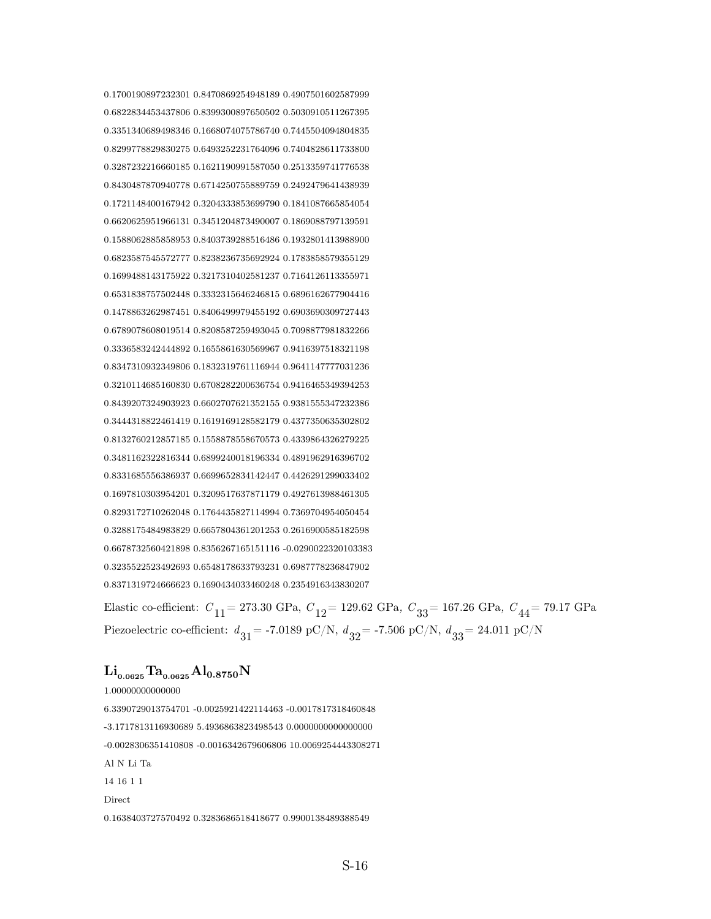0.1700190897232301 0.8470869254948189 0.4907501602587999

0.6822834453437806 0.8399300897650502 0.5030910511267395

0.3351340689498346 0.1668074075786740 0.7445504094804835

0.8299778829830275 0.6493252231764096 0.7404828611733800

0.3287232216660185 0.1621190991587050 0.2513359741776538

0.8430487870940778 0.6714250755889759 0.2492479641438939

0.1721148400167942 0.3204333853699790 0.1841087665854054

0.6620625951966131 0.3451204873490007 0.1869088797139591

0.1588062885858953 0.8403739288516486 0.1932801413988900

0.6823587545572777 0.8238236735692924 0.1783858579355129

0.1699488143175922 0.3217310402581237 0.7164126113355971

0.6531838757502448 0.3332315646246815 0.6896162677904416

0.1478863262987451 0.8406499979455192 0.6903690309727443

0.6789078608019514 0.8208587259493045 0.7098877981832266

0.3336583242444892 0.1655861630569967 0.9416397518321198

0.8347310932349806 0.1832319761116944 0.9641147777031236

0.3210114685160830 0.6708282200636754 0.9416465349394253

0.8439207324903923 0.6602707621352155 0.9381555347232386

0.3444318822461419 0.1619169128582179 0.4377350635302802

0.8132760212857185 0.1558878558670573 0.4339864326279225

0.3481162322816344 0.6899240018196334 0.4891962916396702

0.8331685556386937 0.6699652834142447 0.4426291299033402

0.1697810303954201 0.3209517637871179 0.4927613988461305

0.8293172710262048 0.1764435827114994 0.7369704954050454

0.3288175484983829 0.6657804361201253 0.2616900585182598

0.6678732560421898 0.8356267165151116 -0.0290022320103383

0.3235522523492693 0.6548178633793231 0.6987778236847902

0.8371319724666623 0.1690434033460248 0.2354916343830207

Elastic co-efficient: $C_{11}$ = 273.30 GPa, $C_{12}$ = 129.62 GPa, $C_{33}$ = 167.26 GPa, $C_{44}$ = 79.17 GPa

Piezoelectric co-efficient: $d_{31}$ = -7.0189 pC/N, $d_{32}$ = -7.506 pC/N, $d_{33}$ = 24.011 pC/N

## $Li_{0.0625}Ta_{0.0625}Al_{0.8750}N$

1.00000000000000

6.3390729013754701 -0.0025921422114463 -0.0017817318460848

-3.1717813116930689 5.4936863823498543 0.0000000000000000

-0.0028306351410808 -0.0016342679606806 10.0069254443308271

Al N Li Ta

14 16 1 1

Direct

0.1638403727570492 0.3283686518418677 0.9900138489388549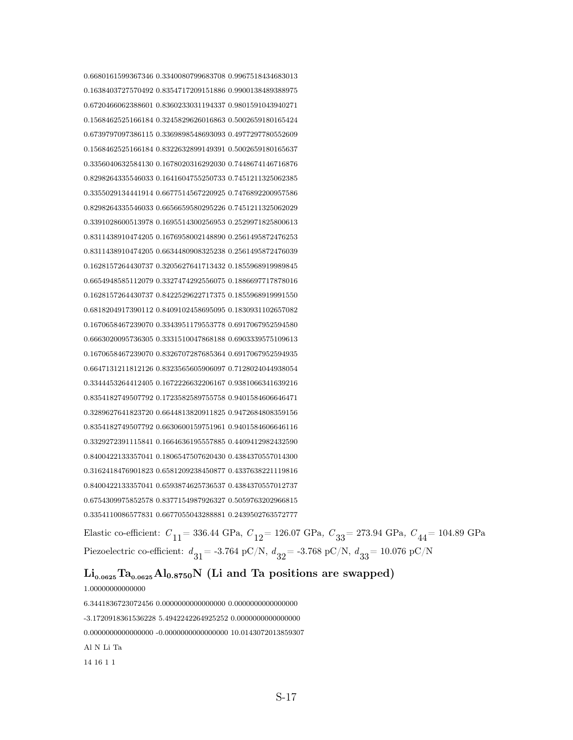0.6680161599367346 0.3340080799683708 0.9967518434683013

0.1638403727570492 0.8354717209151886 0.9900138489388975

0.6720466062388601 0.8360233031194337 0.9801591043940271

0.1568462525166184 0.3245829626016863 0.5002659180165424

0.6739797097386115 0.3369898548693093 0.4977297780552609

0.1568462525166184 0.8322632899149391 0.5002659180165637

0.3356040632584130 0.1678020316292030 0.7448674146716876

0.8298264335546033 0.1641604755250733 0.7451211325062385

0.3355029134441914 0.6677514567220925 0.7476892200957586

0.8298264335546033 0.6656659580295226 0.7451211325062029

0.3391028600513978 0.1695514300256953 0.2529971825800613

0.8311438910474205 0.1676958002148890 0.2561495872476253

0.8311438910474205 0.6634480908325238 0.2561495872476039

0.1628157264430737 0.3205627641713432 0.1855968919989845

0.6654948585112079 0.3327474292556075 0.1886697717878016

0.1628157264430737 0.8422529622717375 0.1855968919991550

0.6818204917390112 0.8409102458695095 0.1830931102657082

0.1670658467239070 0.3343951179553778 0.6917067952594580

0.6663020095736305 0.3331510047868188 0.6903339575109613

0.1670658467239070 0.8326707287685364 0.6917067952594935

0.6647131211812126 0.8323565605906097 0.7128024044938054

0.3344453264412405 0.1672226632206167 0.9381066341639216

0.8354182749507792 0.1723582589755758 0.9401584606646471

0.3289627641823720 0.6644813820911825 0.9472684808359156

0.8354182749507792 0.6630600159751961 0.9401584606646116

0.3329272391115841 0.1664636195557885 0.4409412982432590

0.8400422133357041 0.1806547507620430 0.4384370557014300

0.3162418476901823 0.6581209238450877 0.4337638221119816

0.8400422133357041 0.6593874625736537 0.4384370557012737

0.6754309975852578 0.8377154987926327 0.5059763202966815

0.3354110086577831 0.6677055043288881 0.2439502763572777

Elastic co-efficient: $C_{11}$ = 336.44 GPa, $C_{12}$ = 126.07 GPa, $C_{33}$ = 273.94 GPa, $C_{44}$ = 104.89 GPa

Piezoelectric co-efficient: $d_{31}$ = -3.764 pC/N, $d_{32}$ = -3.768 pC/N, $d_{33}$ = 10.076 pC/N

## $Li_{0.0625}Ta_{0.0625}Al_{0.8750}N$ (Li and Ta positions are swapped)

1.00000000000000

6.3441836723072456 0.0000000000000000 0.0000000000000000

-3.1720918361536228 5.4942242264925252 0.0000000000000000

0.0000000000000000 -0.0000000000000000 10.0143072013859307

Al N Li Ta

14 16 1 1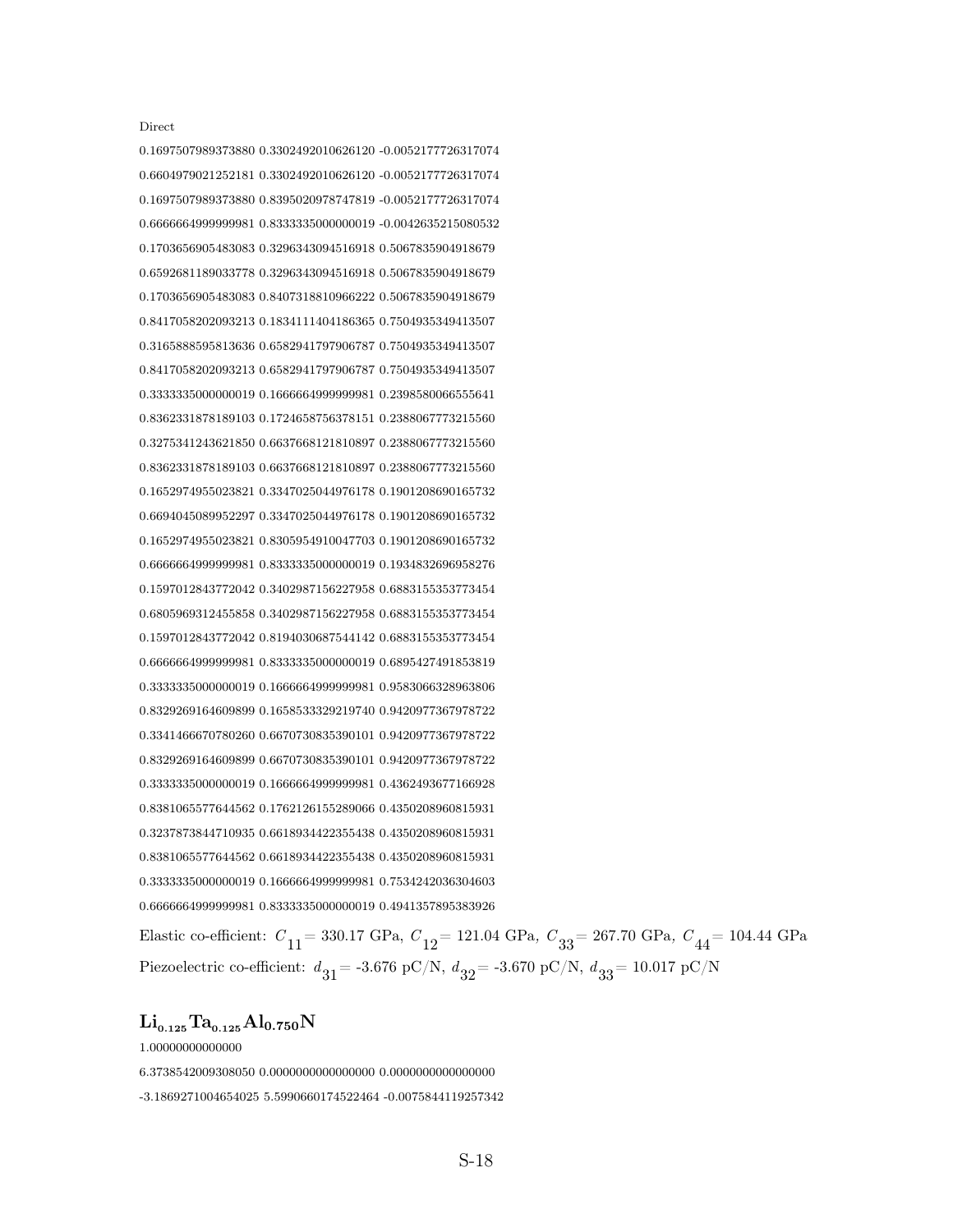Direct

0.1697507989373880 0.3302492010626120 -0.0052177726317074

0.6604979021252181 0.3302492010626120 -0.0052177726317074

0.1697507989373880 0.8395020978747819 -0.0052177726317074

0.6666664999999981 0.8333335000000019 -0.0042635215080532

0.1703656905483083 0.3296343094516918 0.5067835904918679

0.6592681189033778 0.3296343094516918 0.5067835904918679

0.1703656905483083 0.8407318810966222 0.5067835904918679

0.8417058202093213 0.1834111404186365 0.7504935349413507

0.3165888595813636 0.6582941797906787 0.7504935349413507

0.8417058202093213 0.6582941797906787 0.7504935349413507

0.3333335000000019 0.1666664999999981 0.2398580066555641

0.8362331878189103 0.1724658756378151 0.2388067773215560

0.3275341243621850 0.6637668121810897 0.2388067773215560

0.8362331878189103 0.6637668121810897 0.2388067773215560

0.1652974955023821 0.3347025044976178 0.1901208690165732

0.6694045089952297 0.3347025044976178 0.1901208690165732

0.1652974955023821 0.8305954910047703 0.1901208690165732

0.6666664999999981 0.8333335000000019 0.1934832696958276

0.1597012843772042 0.3402987156227958 0.6883155353773454

0.6805969312455858 0.3402987156227958 0.6883155353773454

0.1597012843772042 0.8194030687544142 0.6883155353773454

0.6666664999999981 0.8333335000000019 0.6895427491853819

0.3333335000000019 0.1666664999999981 0.9583066328963806

0.8329269164609899 0.1658533329219740 0.9420977367978722

0.3341466670780260 0.6670730835390101 0.9420977367978722

0.8329269164609899 0.6670730835390101 0.9420977367978722

0.3333335000000019 0.1666664999999981 0.4362493677166928

0.8381065577644562 0.1762126155289066 0.4350208960815931

0.3237873844710935 0.6618934422355438 0.4350208960815931

0.8381065577644562 0.6618934422355438 0.4350208960815931

0.3333335000000019 0.1666664999999981 0.7534242036304603

0.6666664999999981 0.8333335000000019 0.4941357895383926

Elastic co-efficient: $C_{11}$ = 330.17 GPa, $C_{12}$ = 121.04 GPa, $C_{33}$ = 267.70 GPa, $C_{44}$ = 104.44 GPa

Piezoelectric co-efficient: $d_{31}$ = -3.676 pC/N, $d_{32}$ = -3.670 pC/N, $d_{33}$ = 10.017 pC/N

## $Li_{0.125}Ta_{0.125}Al_{0.750}N$

1.00000000000000

6.3738542009308050 0.0000000000000000 0.0000000000000000

-3.1869271004654025 5.5990660174522464 -0.0075844119257342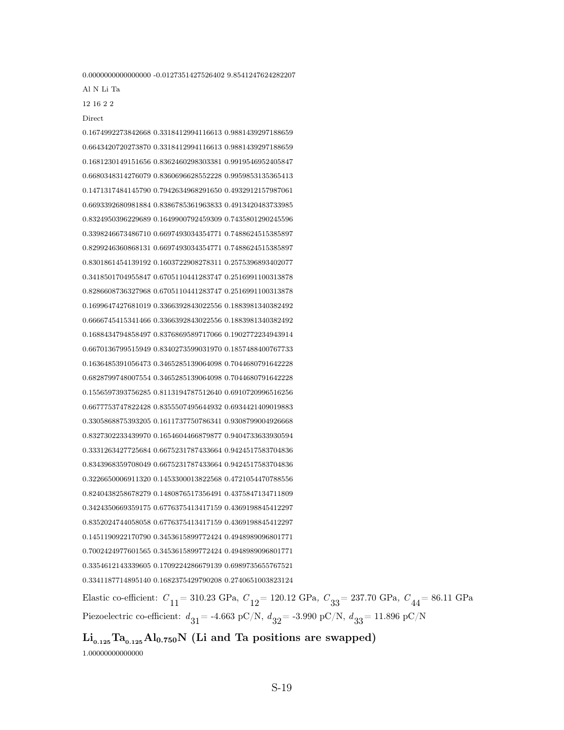0.0000000000000000 -0.0127351427526402 9.8541247624282207

Al N Li Ta

12 16 2 2

Direct

0.1674992273842668 0.3318412994116613 0.9881439297188659

0.6643420720273870 0.3318412994116613 0.9881439297188659

0.1681230149151656 0.8362460298303381 0.9919546952405847

0.6680348314276079 0.8360696628552228 0.9959853135365413

0.1471317484145790 0.7942634968291650 0.4932912157987061

0.6693392680981884 0.8386785361963833 0.4913420483733985

0.8324950396229689 0.1649900792459309 0.7435801290245596

0.3398246673486710 0.6697493034354771 0.7488624515385897

0.8299246360868131 0.6697493034354771 0.7488624515385897

0.8301861454139192 0.1603722908278311 0.2575396893402077

0.3418501704955847 0.6705110441283747 0.2516991100313878

0.8286608736327968 0.6705110441283747 0.2516991100313878

0.1699647427681019 0.3366392843022556 0.1883981340382492

0.6666745415341466 0.3366392843022556 0.1883981340382492

0.1688434794858497 0.8376869589717066 0.1902772234943914

0.6670136799515949 0.8340273599031970 0.1857488400767733

0.1636485391056473 0.3465285139064098 0.7044680791642228

0.6828799748007554 0.3465285139064098 0.7044680791642228

0.1556597393756285 0.8113194787512640 0.6910720996516256

0.6677753747822428 0.8355507495644932 0.6934421409019883

0.3305868875393205 0.1611737750786341 0.9308799004926668

0.8327302233439970 0.1654604466879877 0.9404733633930594

0.3331263427725684 0.6675231787433664 0.9424517583704836

0.8343968359708049 0.6675231787433664 0.9424517583704836

0.3226650006911320 0.1453300013822568 0.4721054470788556

0.8240438258678279 0.1480876517356491 0.4375847134711809

0.3424350669359175 0.6776375413417159 0.4369198845412297

0.8352024744058058 0.6776375413417159 0.4369198845412297

0.1451190922170790 0.3453615899772424 0.4948989096801771

0.7002424977601565 0.3453615899772424 0.4948989096801771

0.3354612143339605 0.1709224286679139 0.6989735655767521

0.3341187714895140 0.1682375429790208 0.2740651003823124

Elastic co-efficient: $C_{11}$ = 310.23 GPa, $C_{12}$ = 120.12 GPa, $C_{33}$ = 237.70 GPa, $C_{44}$ = 86.11 GPa

Piezoelectric co-efficient: $d_{31}$ = -4.663 pC/N, $d_{32}$ = -3.990 pC/N, $d_{33}$ = 11.896 pC/N

## $Li_{0.125}Ta_{0.125}Al_{0.750}N$ (Li and Ta positions are swapped)

1.00000000000000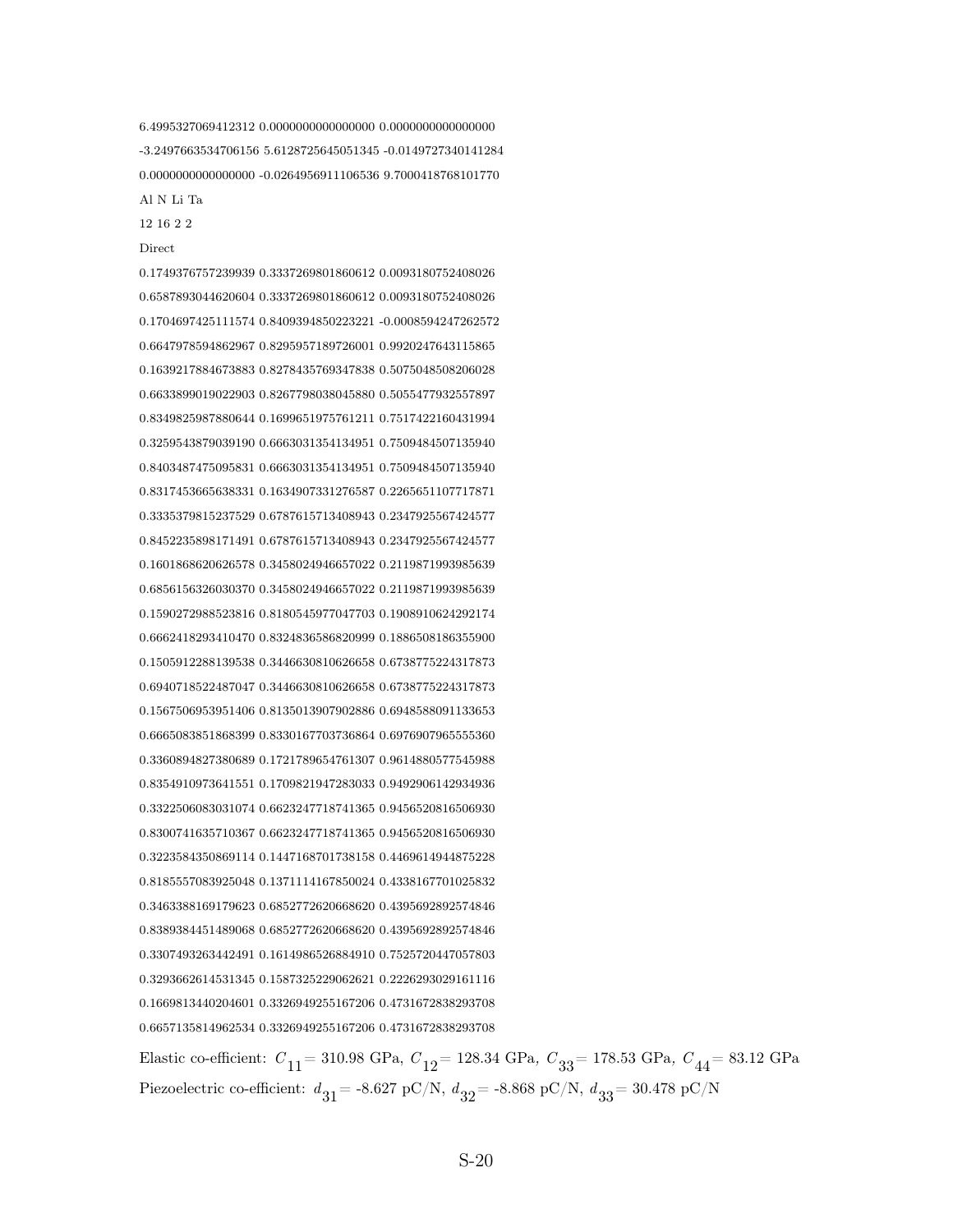```
6.4995327069412312 0.0000000000000000 0.0000000000000000
-3.2497663534706156 5.6128725645051345 -0.0149727340141284
0.0000000000000000 -0.0264956911106536 9.7000418768101770
Al N Li Ta
12 16 2 2
Direct
0.1749376757239939 0.3337269801860612 0.0093180752408026
0.6587893044620604 0.3337269801860612 0.0093180752408026
0.1704697425111574 0.8409394850223221 -0.0008594247262572
0.6647978594862967 0.8295957189726001 0.9920247643115865
0.1639217884673883 0.8278435769347838 0.5075048508206028
0.6633899019022903 0.8267798038045880 0.5055477932557897
0.8349825987880644 0.1699651975761211 0.7517422160431994
0.3259543879039190 0.6663031354134951 0.7509484507135940
0.8403487475095831 0.6663031354134951 0.7509484507135940
0.8317453665638331 0.1634907331276587 0.2265651107717871
0.3335379815237529 0.6787615713408943 0.2347925567424577
0.8452235898171491 0.6787615713408943 0.2347925567424577
0.1601868620626578 0.3458024946657022 0.2119871993985639
0.6856156326030370 0.3458024946657022 0.2119871993985639
0.1590272988523816 0.8180545977047703 0.1908910624292174
0.6662418293410470 0.8324836586820999 0.1886508186355900
0.1505912288139538 0.3446630810626658 0.6738775224317873
0.6940718522487047 0.3446630810626658 0.6738775224317873
0.1567506953951406 0.8135013907902886 0.6948588091133653
0.6665083851868399 0.8330167703736864 0.6976907965555360
0.3360894827380689 0.1721789654761307 0.9614880577545988
0.8354910973641551 0.1709821947283033 0.9492906142934936
0.3322506083031074 0.6623247718741365 0.9456520816506930
0.8300741635710367 0.6623247718741365 0.9456520816506930
0.3223584350869114 0.1447168701738158 0.4469614944875228
0.8185557083925048 0.1371114167850024 0.4338167701025832
0.3463388169179623 0.6852772620668620 0.4395692892574846
0.8389384451489068 0.6852772620668620 0.4395692892574846
0.3307493263442491 0.1614986526884910 0.7525720447057803
0.3293662614531345 0.1587325229062621 0.2226293029161116
0.1669813440204601 0.3326949255167206 0.4731672838293708
0.6657135814962534 0.3326949255167206 0.4731672838293708
```

Elastic co-efficient: $C_{11}$ = 310.98 GPa, $C_{12}$ = 128.34 GPa, $C_{33}$ = 178.53 GPa, $C_{44}$ = 83.12 GPa

Piezoelectric co-efficient: $d_{31}$ = -8.627 pC/N, $d_{32}$ = -8.868 pC/N, $d_{33}$ = 30.478 pC/N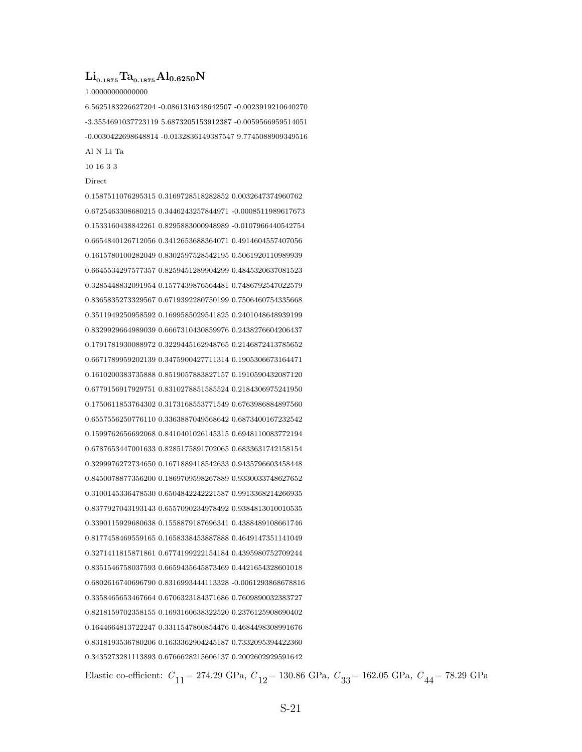## $Li_{0.1875}Ta_{0.1875}Al_{0.6250}N$

```
1.00000000000000
6.5625183226627204 -0.0861316348642507 -0.0023919210640270
-3.3554691037723119 5.6873205153912387 -0.0059566959514051
-0.0030422698648814 -0.0132836149387547 9.7745088909349516
Al N Li Ta
10 16 3 3
Direct
0.1587511076295315 0.3169728518282852 0.0032647374960762
0.6725463308680215 0.3446243257844971 -0.0008511989617673
0.1533160438842261 0.8295883000948989 -0.0107966440542754
0.6654840126712056 0.3412653688364071 0.4914604557407056
0.1615780100282049 0.8302597528542195 0.5061920110989939
0.6645534297577357 0.8259451289904299 0.4845320637081523
0.3285448832091954 0.1577439876564481 0.7486792547022579
0.8365835273329567 0.6719392280750199 0.7506460754335668
0.3511949250958592 0.1699585029541825 0.2401048648939199
0.8329929664989039 0.6667310430859976 0.2438276604206437
0.1791781930088972 0.3229445162948765 0.2146872413785652
0.6671789959202139 0.3475900427711314 0.1905306673164471
0.1610200383735888 0.8519057883827157 0.1910590432087120
0.6779156917929751 0.8310278851585524 0.2184306975241950
0.1750611853764302 0.3173168553771549 0.6763986884897560
0.6557556250776110 0.3363887049568642 0.6873400167232542
0.1599762656692068 0.8410401026145315 0.6948110083772194
0.6787653447001633 0.8285175891702065 0.6833631742158154
0.3299976272734650 0.1671889418542633 0.9435796603458448
0.8450078877356200 0.1869709598267889 0.9330033748627652
0.3100145336478530 0.6504842242221587 0.9913368214266935
0.8377927043193143 0.6557090234978492 0.9384813010010535
0.3390115929680638 0.1558879187696341 0.4388489108661746
0.8177458469559165 0.1658338453887888 0.4649147351141049
0.3271411815871861 0.6774199222154184 0.4395980752709244
0.8351546758037593 0.6659435645873469 0.4421654328601018
0.6802616740696790 0.8316993444113328 -0.0061293868678816
0.3358465653467664 0.6706323184371686 0.7609890032383727
0.8218159702358155 0.1693160638322520 0.2376125908690402
0.1644664813722247 0.3311547860854476 0.4684498308991676
0.8318193536780206 0.1633362904245187 0.7332095394422360
0.3435273281113893 0.6766628215606137 0.2002602929591642
```

Elastic co-efficient: $C_{11}$ = 274.29 GPa, $C_{12}$ = 130.86 GPa, $C_{33}$ = 162.05 GPa, $C_{44}$ = 78.29 GPa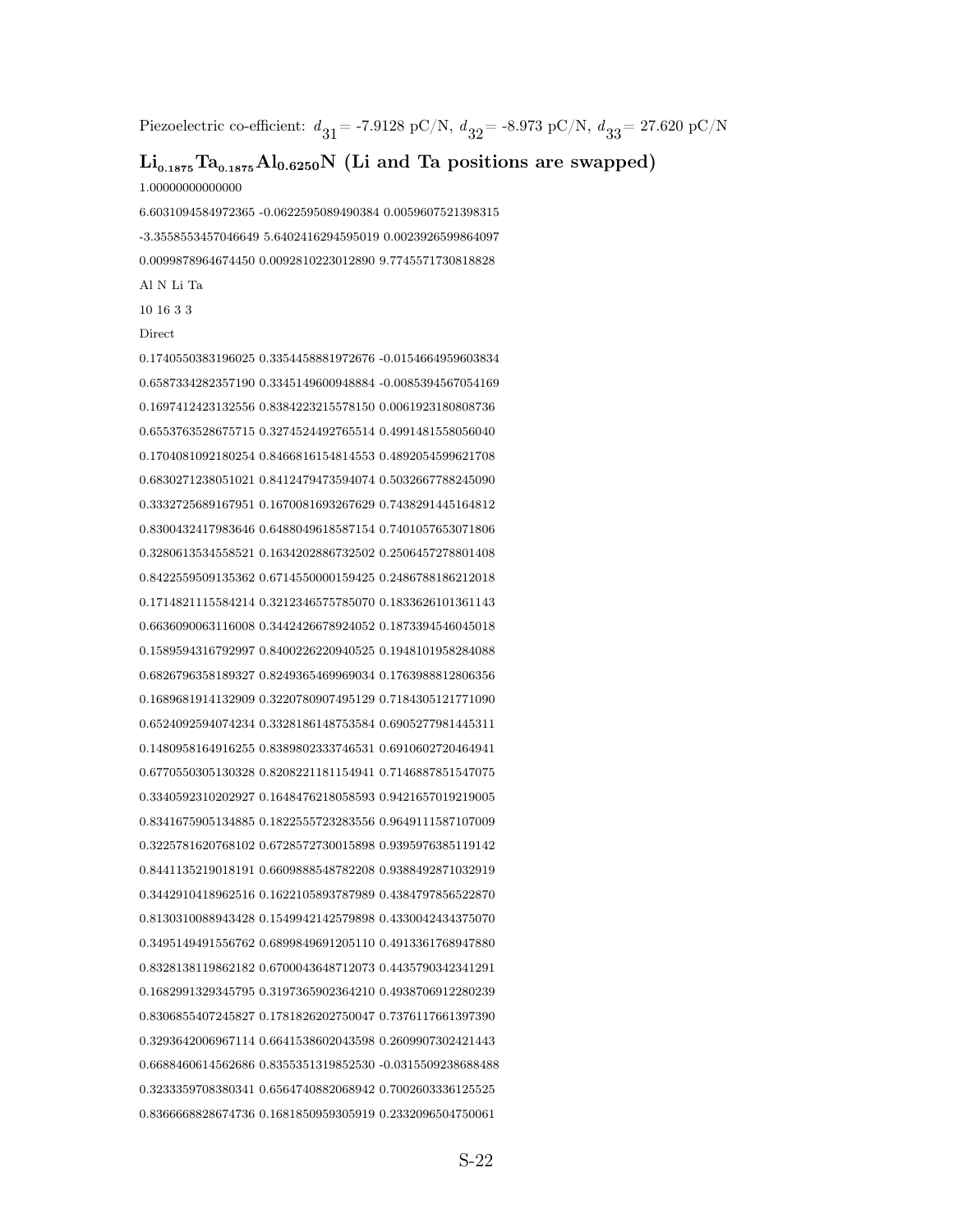Piezoelectric co-efficient: $d_{31}$= -7.9128 pC/N, $d_{32}$= -8.973 pC/N, $d_{33}$= 27.620 pC/N

## $Li_{0.1875}Ta_{0.1875}Al_{0.6250}N$ (Li and Ta positions are swapped)

```
1.00000000000000
6.6031094584972365 -0.0622595089490384 0.0059607521398315
-3.3558553457046649 5.6402416294595019 0.0023926599864097
0.0099878964674450 0.0092810223012890 9.7745571730818828
Al N Li Ta
10 16 3 3
Direct
0.1740550383196025 0.3354458881972676 -0.0154664959603834
0.6587334282357190 0.3345149600948884 -0.0085394567054169
0.1697412423132556 0.8384223215578150 0.0061923180808736
0.6553763528675715 0.3274524492765514 0.4991481558056040
0.1704081092180254 0.8466816154814553 0.4892054599621708
0.6830271238051021 0.8412479473594074 0.5032667788245090
0.3332725689167951 0.1670081693267629 0.7438291445164812
0.8300432417983646 0.6488049618587154 0.7401057653071806
0.3280613534558521 0.1634202886732502 0.2506457278801408
0.8422559509135362 0.6714550000159425 0.2486788186212018
0.1714821115584214 0.3212346575785070 0.1833626101361143
0.6636090063116008 0.3442426678924052 0.1873394546045018
0.1589594316792997 0.8400226220940525 0.1948101958284088
0.6826796358189327 0.8249365469969034 0.1763988812806356
0.1689681914132909 0.3220780907495129 0.7184305121771090
0.6524092594074234 0.3328186148753584 0.6905277981445311
0.1480958164916255 0.8389802333746531 0.6910602720464941
0.6770550305130328 0.8208221181154941 0.7146887851547075
0.3340592310202927 0.1648476218058593 0.9421657019219005
0.8341675905134885 0.1822555723283556 0.9649111587107009
0.3225781620768102 0.6728572730015898 0.9395976385119142
0.8441135219018191 0.6609888548782208 0.9388492871032919
0.3442910418962516 0.1622105893787989 0.4384797856522870
0.8130310088943428 0.1549942142579898 0.4330042434375070
0.3495149491556762 0.6899849691205110 0.4913361768947880
0.8328138119862182 0.6700043648712073 0.4435790342341291
0.1682991329345795 0.3197365902364210 0.4938706912280239
0.8306855407245827 0.1781826202750047 0.7376117661397390
0.3293642006967114 0.6641538602043598 0.2609907302421443
0.6688460614562686 0.8355351319852530 -0.0315509238688488
0.3233359708380341 0.6564740882068942 0.7002603336125525
0.8366668828674736 0.1681850959305919 0.2332096504750061
```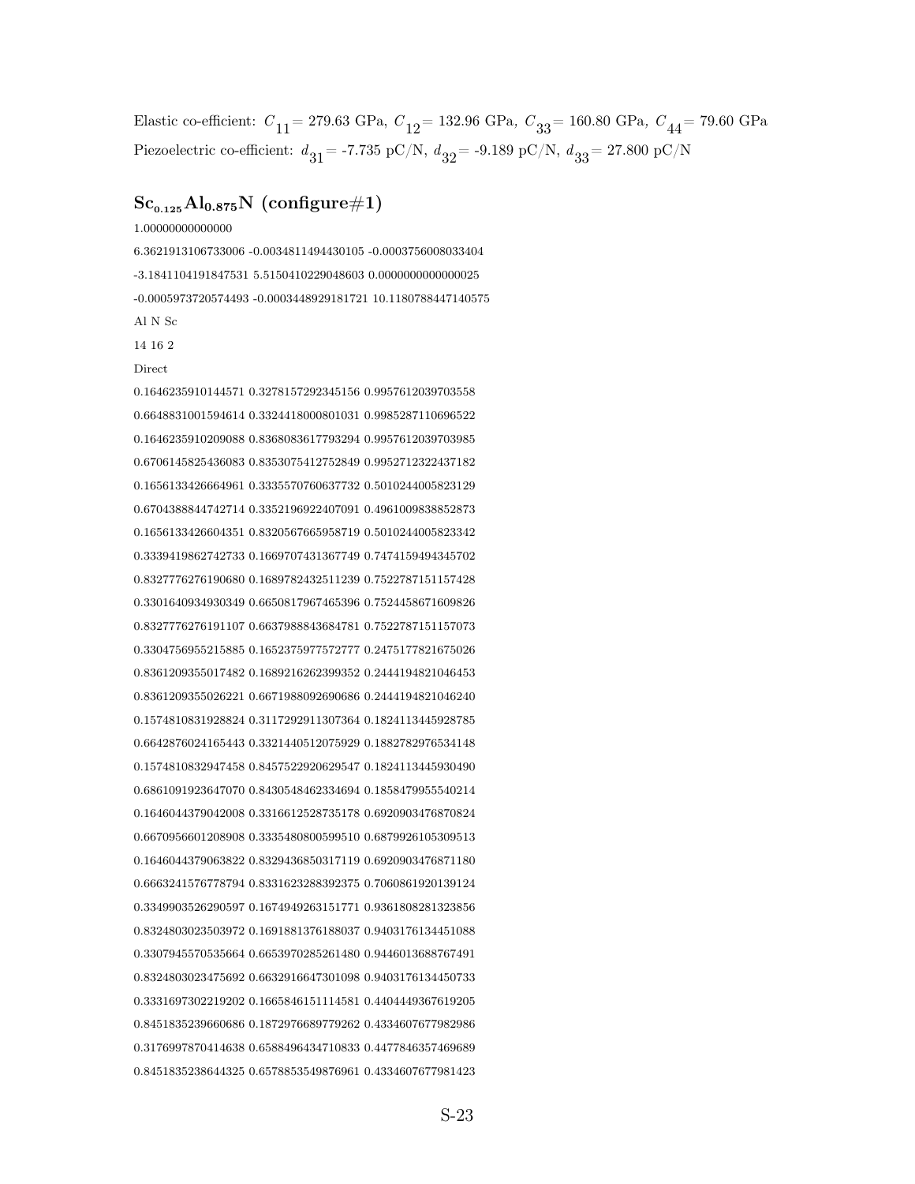Elastic co-efficient: $C_{11}$ = 279.63 GPa, $C_{12}$ = 132.96 GPa, $C_{33}$ = 160.80 GPa, $C_{44}$ = 79.60 GPa

Piezoelectric co-efficient: $d_{31}$ = -7.735 pC/N, $d_{32}$ = -9.189 pC/N, $d_{33}$ = 27.800 pC/N

## $Sc_{0.125}Al_{0.875}N$ (configure#1)

```
1.00000000000000
6.3621913106733006 -0.0034811494430105 -0.0003756008033404
-3.1841104191847531 5.5150410229048603 0.0000000000000025
-0.0005973720574493 -0.0003448929181721 10.1180788447140575
Al N Sc
14 16 2
Direct
0.1646235910144571 0.3278157292345156 0.9957612039703558
0.6648831001594614 0.3324418000801031 0.9985287110696522
0.1646235910209088 0.8368083617793294 0.9957612039703985
0.6706145825436083 0.8353075412752849 0.9952712322437182
0.1656133426664961 0.3335570760637732 0.5010244005823129
0.6704388844742714 0.3352196922407091 0.4961009838852873
0.1656133426604351 0.8320567665958719 0.5010244005823342
0.3339419862742733 0.1669707431367749 0.7474159494345702
0.8327776276190680 0.1689782432511239 0.7522787151157428
0.3301640934930349 0.6650817967465396 0.7524458671609826
0.8327776276191107 0.6637988843684781 0.7522787151157073
0.3304756955215885 0.1652375977572777 0.2475177821675026
0.8361209355017482 0.1689216262399352 0.2444194821046453
0.8361209355026221 0.6671988092690686 0.2444194821046240
0.1574810831928824 0.3117292911307364 0.1824113445928785
0.6642876024165443 0.3321440512075929 0.1882782976534148
0.1574810832947458 0.8457522920629547 0.1824113445930490
0.6861091923647070 0.8430548462334694 0.1858479955540214
0.1646044379042008 0.3316612528735178 0.6920903476870824
0.6670956601208908 0.3335480800599510 0.6879926105309513
0.1646044379063822 0.8329436850317119 0.6920903476871180
0.6663241576778794 0.8331623288392375 0.7060861920139124
0.3349903526290597 0.1674949263151771 0.9361808281323856
0.8324803023503972 0.1691881376188037 0.9403176134451088
0.3307945570535664 0.6653970285261480 0.9446013688767491
0.8324803023475692 0.6632916647301098 0.9403176134450733
0.3331697302219202 0.1665846151114581 0.4404449367619205
0.8451835239660686 0.1872976689779262 0.4334607677982986
0.3176997870414638 0.6588496434710833 0.4477846357469689
0.8451835238644325 0.6578853549876961 0.4334607677981423
```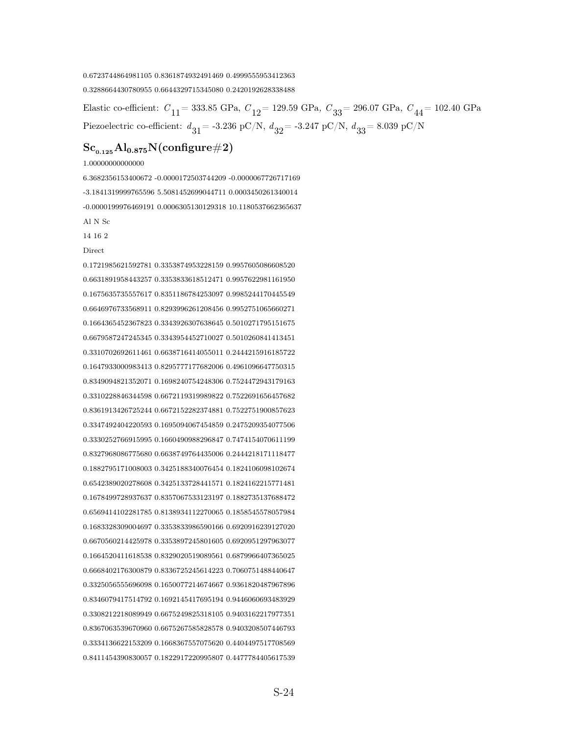0.6723744864981105 0.8361874932491469 0.4999555953412363

0.3288664430780955 0.6644329715345080 0.2420192628338488

Elastic co-efficient: $C_{11}$ = 333.85 GPa, $C_{12}$ = 129.59 GPa, $C_{33}$ = 296.07 GPa, $C_{44}$ = 102.40 GPa

Piezoelectric co-efficient: $d_{31}$ = -3.236 pC/N, $d_{32}$ = -3.247 pC/N, $d_{33}$ = 8.039 pC/N

## $Sc_{0.125}Al_{0.875}N$(configure#2)

```
1.00000000000000
6.3682356153400672 -0.0000172503744209 -0.0000067726717169
-3.1841319999765596 5.5081452699044711 0.0003450261340014
-0.0000199976469191 0.0006305130129318 10.1180537662365637
Al N Sc
14 16 2
Direct
0.1721985621592781 0.3353874953228159 0.9957605086608520
0.6631891958443257 0.3353833618512471 0.9957622981161950
0.1675635735557617 0.8351186784253097 0.9985244170445549
0.6646976733568911 0.8293996261208456 0.9952751065660271
0.1664365452367823 0.3343926307638645 0.5010271795151675
0.6679587247245345 0.3343954452710027 0.5010260841413451
0.3310702692611461 0.6638716414055011 0.2444215916185722
0.1647933000983413 0.8295777177682006 0.4961096647750315
0.8349094821352071 0.1698240754248306 0.7524472943179163
0.3310228846344598 0.6672119319989822 0.7522691656457682
0.8361913426725244 0.6672152282374881 0.7522751900857623
0.3347492404220593 0.1695094067454859 0.2475209354077506
0.3330252766915995 0.1660490988296847 0.7474154070611199
0.8327968086775680 0.6638749764435006 0.2444218171118477
0.1882795171008003 0.3425188340076454 0.1824106098102674
0.6542389020278608 0.3425133728441571 0.1824162215771481
0.1678499728937637 0.8357067533123197 0.1882735137688472
0.6569414102281785 0.8138934112270065 0.1858545578057984
0.1683328309004697 0.3353833986590166 0.6920916239127020
0.6670560214425978 0.3353897245801605 0.6920951297963077
0.1664520411618538 0.8329020519089561 0.6879966407365025
0.6668402176300879 0.8336725245614223 0.7060751488440647
0.3325056555696098 0.1650077214674667 0.9361820487967896
0.8346079417514792 0.1692145417695194 0.9446060693483929
0.3308212218089949 0.6675249825318105 0.9403162217977351
0.8367063539670960 0.6675267585828578 0.9403208507446793
0.3334136622153209 0.1668367557075620 0.4404497517708569
0.8411454390830057 0.1822917220995807 0.4477784405617539
```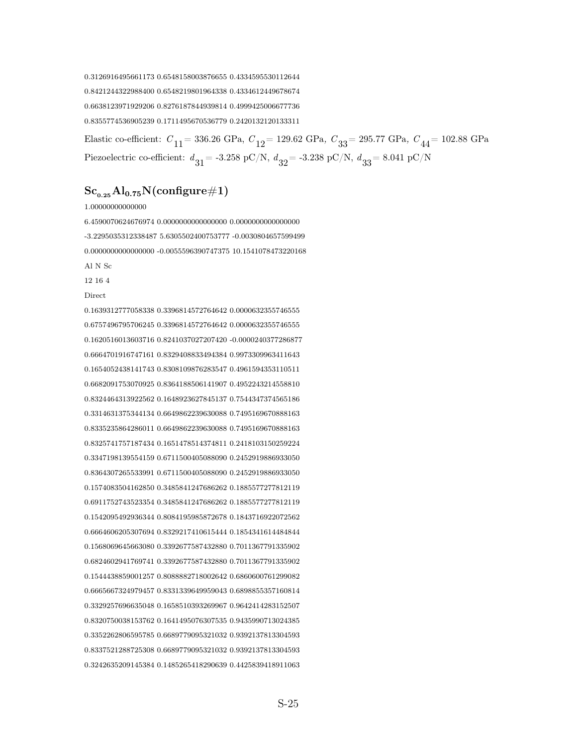0.3126916495661173 0.6548158003876655 0.4334595530112644

0.8421244322988400 0.6548219801964338 0.4334612449678674

0.6638123971929206 0.8276187844939814 0.4999425006677736

0.8355774536905239 0.1711495670536779 0.2420132120133311

Elastic co-efficient: $C_{11}$= 336.26 GPa, $C_{12}$= 129.62 GPa, $C_{33}$= 295.77 GPa, $C_{44}$= 102.88 GPa

Piezoelectric co-efficient: $d_{31}$= -3.258 pC/N, $d_{32}$= -3.238 pC/N, $d_{33}$= 8.041 pC/N

## $Sc_{0.25}Al_{0.75}N$(configure#1)

1.00000000000000

6.4590070624676974 0.0000000000000000 0.0000000000000000

-3.2295035312338487 5.6305502400753777 -0.0030804657599499

0.0000000000000000 -0.0055596390747375 10.1541078473220168

Al N Sc

12 16 4

Direct

0.1639312777058338 0.3396814572764642 0.0000632355746555

0.6757496795706245 0.3396814572764642 0.0000632355746555

0.1620516013603716 0.8241037027207420 -0.0000240377286877

0.6664701916747161 0.8329408833494384 0.9973309963411643

0.1654052438141743 0.8308109876283547 0.4961594353110511

0.6682091753070925 0.8364188506141907 0.4952243214558810

0.8324464313922562 0.1648923627845137 0.7544347374565186

0.3314631375344134 0.6649862239630088 0.7495169670888163

0.8335235864286011 0.6649862239630088 0.7495169670888163

0.8325741757187434 0.1651478514374811 0.2418103150259224

0.3347198139554159 0.6711500405088090 0.2452919886933050

0.8364307265533991 0.6711500405088090 0.2452919886933050

0.1574083504162850 0.3485841247686262 0.1885577277812119

0.6911752743523354 0.3485841247686262 0.1885577277812119

0.1542095492936344 0.8084195985872678 0.1843716922072562

0.6664606205307694 0.8329217410615444 0.1854341614484844

0.1568069645663080 0.3392677587432880 0.7011367791335902

0.6824602941769741 0.3392677587432880 0.7011367791335902

0.1544438859001257 0.8088882718002642 0.6860600761299082

0.6665667324979457 0.8331339649959043 0.6898855357160814

0.3329257696635048 0.1658510393269967 0.9642414283152507

0.8320750038153762 0.1641495076307535 0.9435990713024385

0.3352262806595785 0.6689779095321032 0.9392137813304593

0.8337521288725308 0.6689779095321032 0.9392137813304593

0.3242635209145384 0.1485265418290639 0.4425839418911063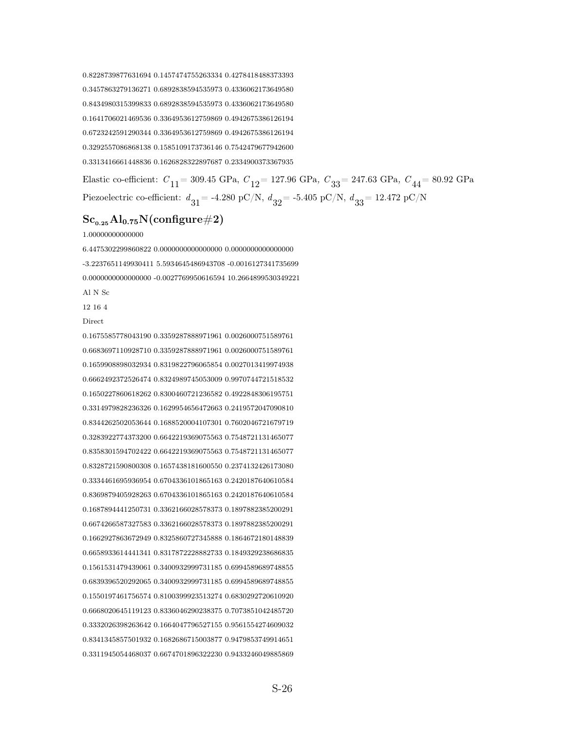0.8228739877631694 0.1457474755263334 0.4278418488373393

0.3457863279136271 0.6892838594535973 0.4336062173649580

0.8434980315399833 0.6892838594535973 0.4336062173649580

0.1641706021469536 0.3364953612759869 0.4942675386126194

0.6723242591290344 0.3364953612759869 0.4942675386126194

0.3292557086868138 0.1585109173736146 0.7542479677942600

0.3313416661448836 0.1626828322897687 0.2334900373367935

Elastic co-efficient: $C_{11}$ = 309.45 GPa, $C_{12}$ = 127.96 GPa, $C_{33}$ = 247.63 GPa, $C_{44}$ = 80.92 GPa

Piezoelectric co-efficient: $d_{31}$ = -4.280 pC/N, $d_{32}$ = -5.405 pC/N, $d_{33}$ = 12.472 pC/N

## $Sc_{0.25}Al_{0.75}N$(configure#2)

1.00000000000000

6.4475302299860822 0.0000000000000000 0.0000000000000000

-3.2237651149930411 5.5934645486943708 -0.0016127341735699

0.0000000000000000 -0.0027769950616594 10.2664899530349221

Al N Sc

12 16 4

Direct

0.1675585778043190 0.3359287888971961 0.0026000751589761

0.6683697110928710 0.3359287888971961 0.0026000751589761

0.1659908898032934 0.8319822796065854 0.0027013419974938

0.6662492372526474 0.8324989745053009 0.9970744721518532

0.1650227860618262 0.8300460721236582 0.4922848306195751

0.3314979828236326 0.1629954656472663 0.2419572047090810

0.8344262502053644 0.1688520004107301 0.7602046721679719

0.3283922774373200 0.6642219369075563 0.7548721131465077

0.8358301594702422 0.6642219369075563 0.7548721131465077

0.8328721590800308 0.1657438181600550 0.2374132426173080

0.3334461695936954 0.6704336101865163 0.2420187640610584

0.8369879405928263 0.6704336101865163 0.2420187640610584

0.1687894441250731 0.3362166028578373 0.1897882385200291

0.6674266587327583 0.3362166028578373 0.1897882385200291

0.1662927863672949 0.8325860727345888 0.1864672180148839

0.6658933614441341 0.8317872228882733 0.1849329238686835

0.1561531479439061 0.3400932999731185 0.6994589689748855

0.6839396520292065 0.3400932999731185 0.6994589689748855

0.1550197461756574 0.8100399923513274 0.6830292720610920

0.6668020645119123 0.8336046290238375 0.7073851042485720

0.3332026398263642 0.1664047796527155 0.9561554274609032

0.8341345857501932 0.1682686715003877 0.9479853749914651

0.3311945054468037 0.6674701896322230 0.9433246049885869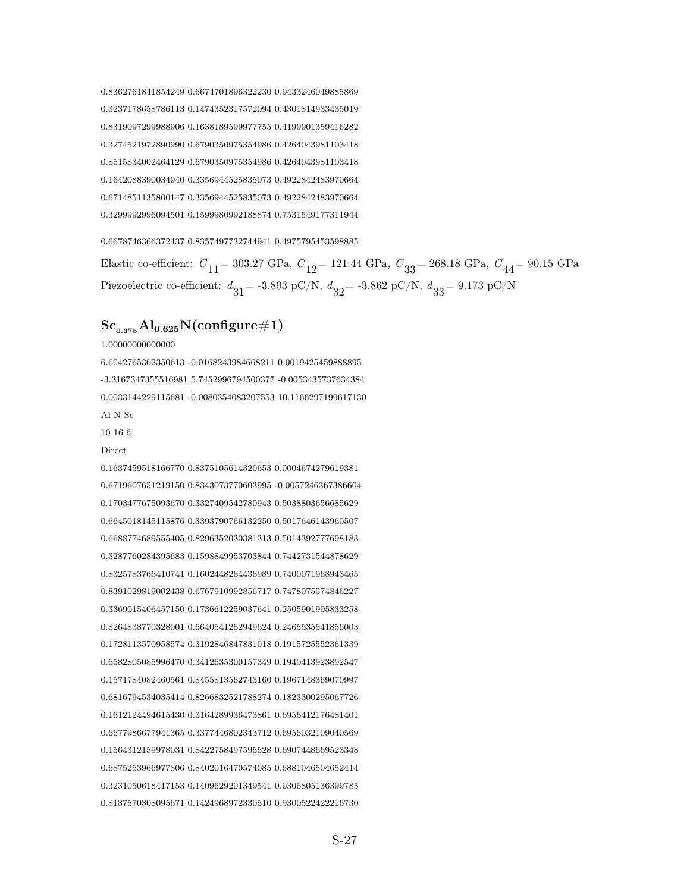0.8362761841854249 0.6674701896322230 0.9433246049885869

0.3237178658786113 0.1474352317572094 0.4301814933435019

0.8319097299988906 0.1638189599977755 0.4199901359416282

0.3274521972890990 0.6790350975354986 0.4264043981103418

0.8515834002464129 0.6790350975354986 0.4264043981103418

0.1642088390034940 0.3356944525835073 0.4922842483970664

0.6714851135800147 0.3356944525835073 0.4922842483970664

0.3299992996094501 0.1599980992188874 0.7531549177311944

0.6678746366372437 0.8357497732744941 0.4975795453598885

Elastic co-efficient: $C_{11}$ = 303.27 GPa, $C_{12}$ = 121.44 GPa, $C_{33}$ = 268.18 GPa, $C_{44}$ = 90.15 GPa

Piezoelectric co-efficient: $d_{31}$ = -3.803 pC/N, $d_{32}$ = -3.862 pC/N, $d_{33}$ = 9.173 pC/N

## $Sc_{0.375}Al_{0.625}N$(configure#1)

1.00000000000000

6.6042765362350613 -0.0168243984668211 0.0019425459888895

-3.3167347355516981 5.7452996794500377 -0.0053435737634384

0.0033144229115681 -0.0080354083207553 10.1166297199617130

Al N Sc

10 16 6

Direct

0.1637459518166770 0.8375105614320653 0.0004674279619381

0.6719607651219150 0.8343073770603995 -0.0057246367386604

0.1703477675093670 0.3327409542780943 0.5038803656685629

0.6645018145115876 0.3393790766132250 0.5017646143960507

0.6688774689555405 0.8296352030381313 0.5014392777698183

0.3287760284395683 0.1598849953703844 0.7442731544878629

0.8325783766410741 0.1602448264436989 0.7400071968943465

0.8391029819002438 0.6767910992856717 0.7478075574846227

0.3369015406457150 0.1736612259037641 0.2505901905833258

0.8264838770328001 0.6640541262949624 0.2465535541856003

0.1728113570958574 0.3192846847831018 0.1915725552361339

0.6582805085996470 0.3412635300157349 0.1940413923892547

0.1571784082460561 0.8455813562743160 0.1967148369070997

0.6816794534035414 0.8266832521788274 0.1823300295067726

0.1612124494615430 0.3164289936473861 0.6956412176481401

0.6677986677941365 0.3377446802343712 0.6956032109040569

0.1564312159978031 0.8422758497595528 0.6907448669523348

0.6875253966977806 0.8402016470574085 0.6881046504652414

0.3231050618417153 0.1409629201349541 0.9306805136399785

0.8187570308095671 0.1424968972330510 0.9300522422216730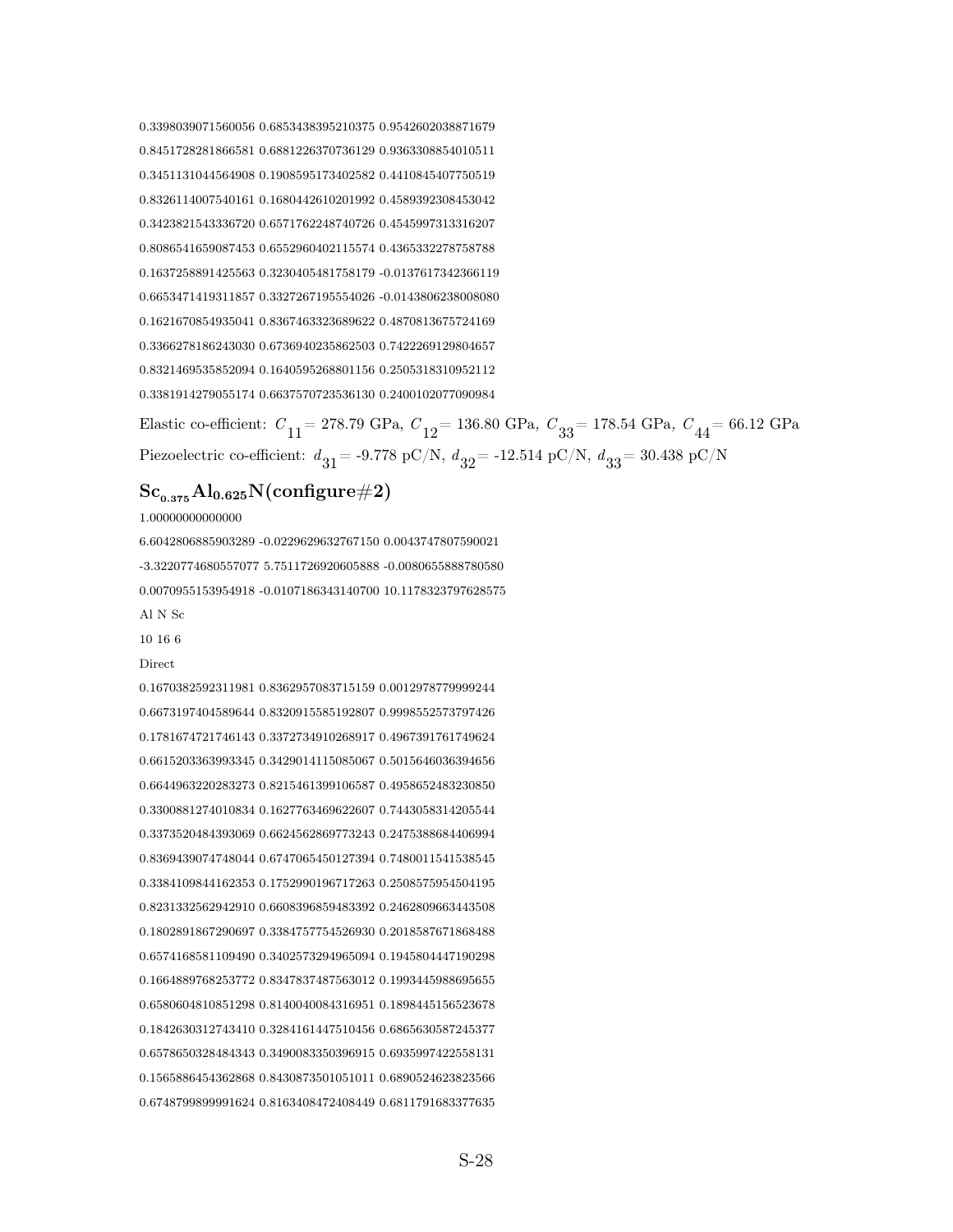0.3398039071560056 0.6853438395210375 0.9542602038871679

0.8451728281866581 0.6881226370736129 0.9363308854010511

0.3451131044564908 0.1908595173402582 0.4410845407750519

0.8326114007540161 0.1680442610201992 0.4589392308453042

0.3423821543336720 0.6571762248740726 0.4545997313316207

0.8086541659087453 0.6552960402115574 0.4365332278758788

0.1637258891425563 0.3230405481758179 -0.0137617342366119

0.6653471419311857 0.3327267195554026 -0.0143806238008080

0.1621670854935041 0.8367463323689622 0.4870813675724169

0.3366278186243030 0.6736940235862503 0.7422269129804657

0.8321469535852094 0.1640595268801156 0.2505318310952112

0.3381914279055174 0.6637570723536130 0.2400102077090984

Elastic co-efficient: $C_{11}$= 278.79 GPa, $C_{12}$= 136.80 GPa, $C_{33}$= 178.54 GPa, $C_{44}$= 66.12 GPa

Piezoelectric co-efficient: $d_{31}$= -9.778 pC/N, $d_{32}$= -12.514 pC/N, $d_{33}$= 30.438 pC/N

## $Sc_{0.375}Al_{0.625}N$(configure#2)

1.00000000000000

6.6042806885903289 -0.0229629632767150 0.0043747807590021

-3.3220774680557077 5.7511726920605888 -0.0080655888780580

0.0070955153954918 -0.0107186343140700 10.1178323797628575

Al N Sc

10 16 6

Direct

0.1670382592311981 0.8362957083715159 0.0012978779999244

0.6673197404589644 0.8320915585192807 0.9998552573797426

0.1781674721746143 0.3372734910268917 0.4967391761749624

0.6615203363993345 0.3429014115085067 0.5015646036394656

0.6644963220283273 0.8215461399106587 0.4958652483230850

0.3300881274010834 0.1627763469622607 0.7443058314205544

0.3373520484393069 0.6624562869773243 0.2475388684406994

0.8369439074748044 0.6747065450127394 0.7480011541538545

0.3384109844162353 0.1752990196717263 0.2508575954504195

0.8231332562942910 0.6608396859483392 0.2462809663443508

0.1802891867290697 0.3384757754526930 0.2018587671868488

0.6574168581109490 0.3402573294965094 0.1945804447190298

0.1664889768253772 0.8347837487563012 0.1993445988695655

0.6580604810851298 0.8140040084316951 0.1898445156523678

0.1842630312743410 0.3284161447510456 0.6865630587245377

0.6578650328484343 0.3490083350396915 0.6935997422558131

0.1565886454362868 0.8430873501051011 0.6890524623823566

0.6748799899991624 0.8163408472408449 0.6811791683377635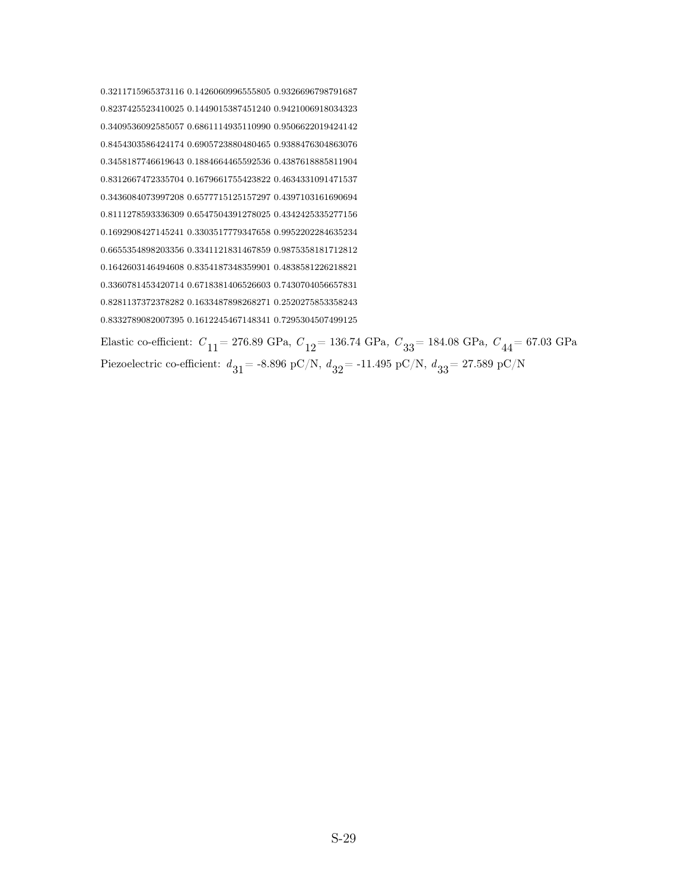0.3211715965373116 0.1426060996555805 0.9326696798791687

0.8237425523410025 0.1449015387451240 0.9421006918034323

0.3409536092585057 0.6861114935110990 0.9506622019424142

0.8454303586424174 0.6905723880480465 0.9388476304863076

0.3458187746619643 0.1884664465592536 0.4387618885811904

0.8312667472335704 0.1679661755423822 0.4634331091471537

0.3436084073997208 0.6577715125157297 0.4397103161690694

0.8111278593336309 0.6547504391278025 0.4342425335277156

0.1692908427145241 0.3303517779347658 0.9952202284635234

0.6655354898203356 0.3341121831467859 0.9875358181712812

0.1642603146494608 0.8354187348359901 0.4838581226218821

0.3360781453420714 0.6718381406526603 0.7430704056657831

0.8281137372378282 0.1633487898268271 0.2520275853358243

0.8332789082007395 0.1612245467148341 0.7295304507499125

Elastic co-efficient: $C_{11}$ = 276.89 GPa, $C_{12}$ = 136.74 GPa, $C_{33}$ = 184.08 GPa, $C_{44}$ = 67.03 GPa

Piezoelectric co-efficient: $d_{31}$ = -8.896 pC/N, $d_{32}$ = -11.495 pC/N, $d_{33}$ = 27.589 pC/N